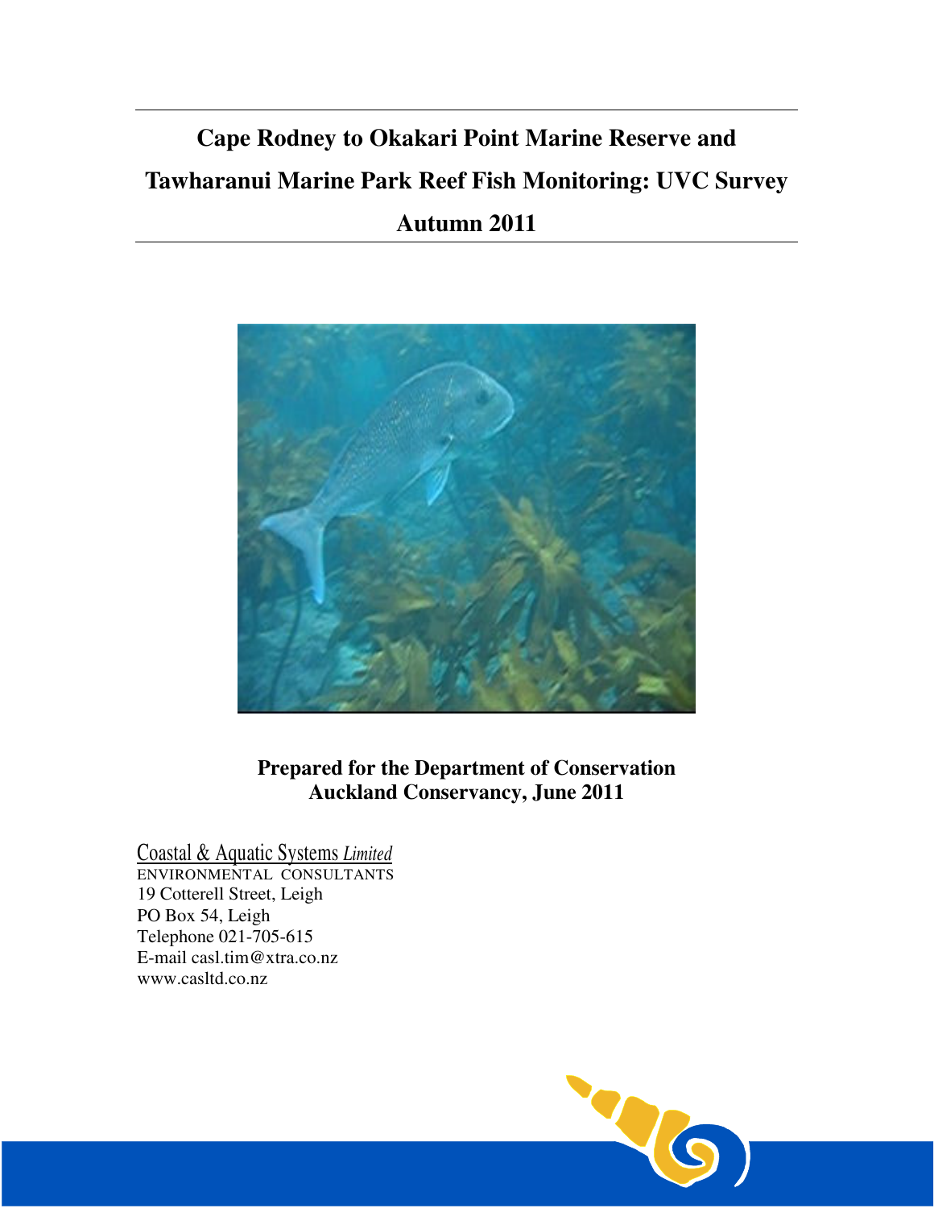# Cape Rodney to Okakari Point Marine Reserve and Tawharanui Marine Park Reef Fish Monitoring: UVC Survey Autumn 2011

**Prepared for the Department of Conservation**
**Auckland Conservancy, June 2011**

Coastal & Aquatic Systems *Limited*
ENVIRONMENTAL CONSULTANTS
19 Cotterell Street, Leigh
PO Box 54, Leigh
Telephone 021-705-615
E-mail casl.tim@xtra.co.nz
www.casltd.co.nz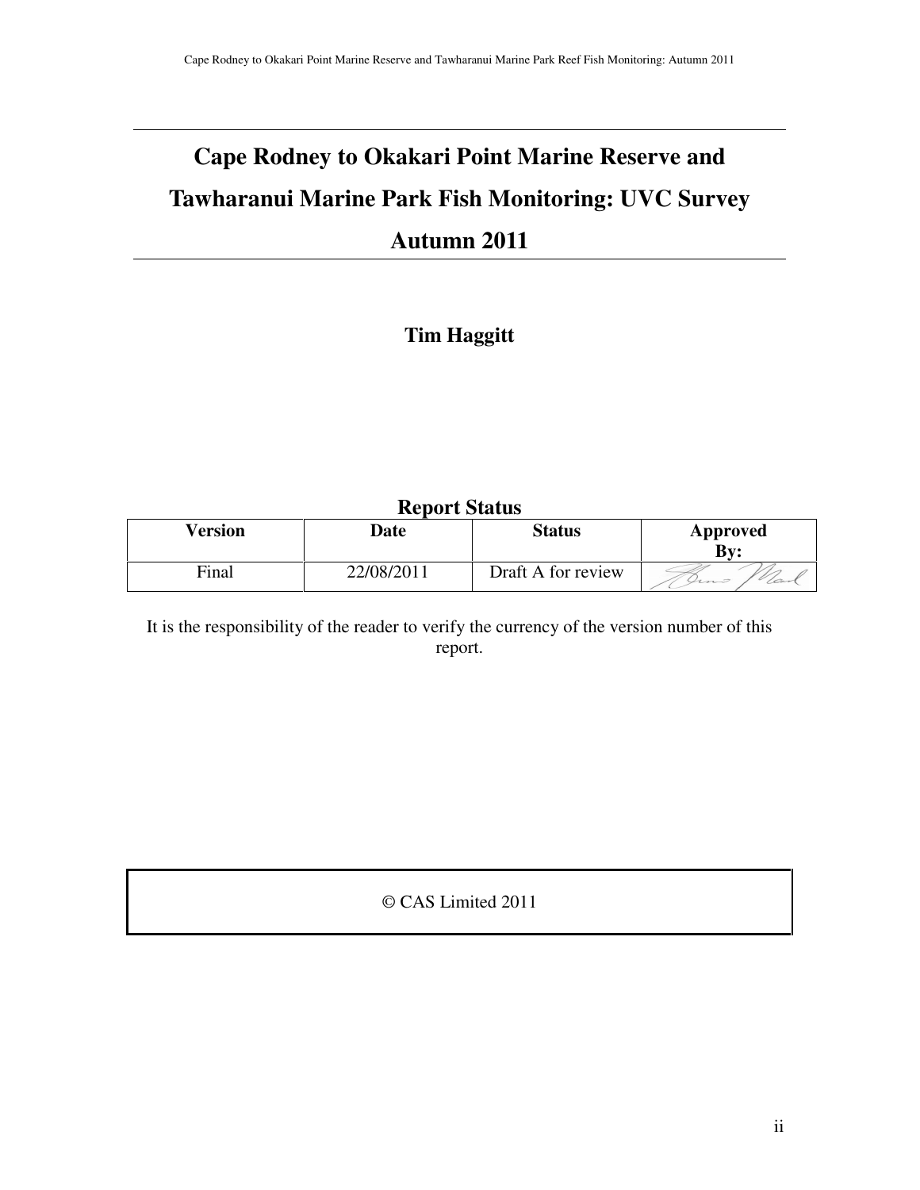# Cape Rodney to Okakari Point Marine Reserve and Tawharanui Marine Park Fish Monitoring: UVC Survey Autumn 2011

**Tim Haggitt**

**Report Status**

| Version | Date | Status | Approved By: |
|---|---|---|---|
| Final | 22/08/2011 | Draft A for review | |

It is the responsibility of the reader to verify the currency of the version number of this report.

© CAS Limited 2011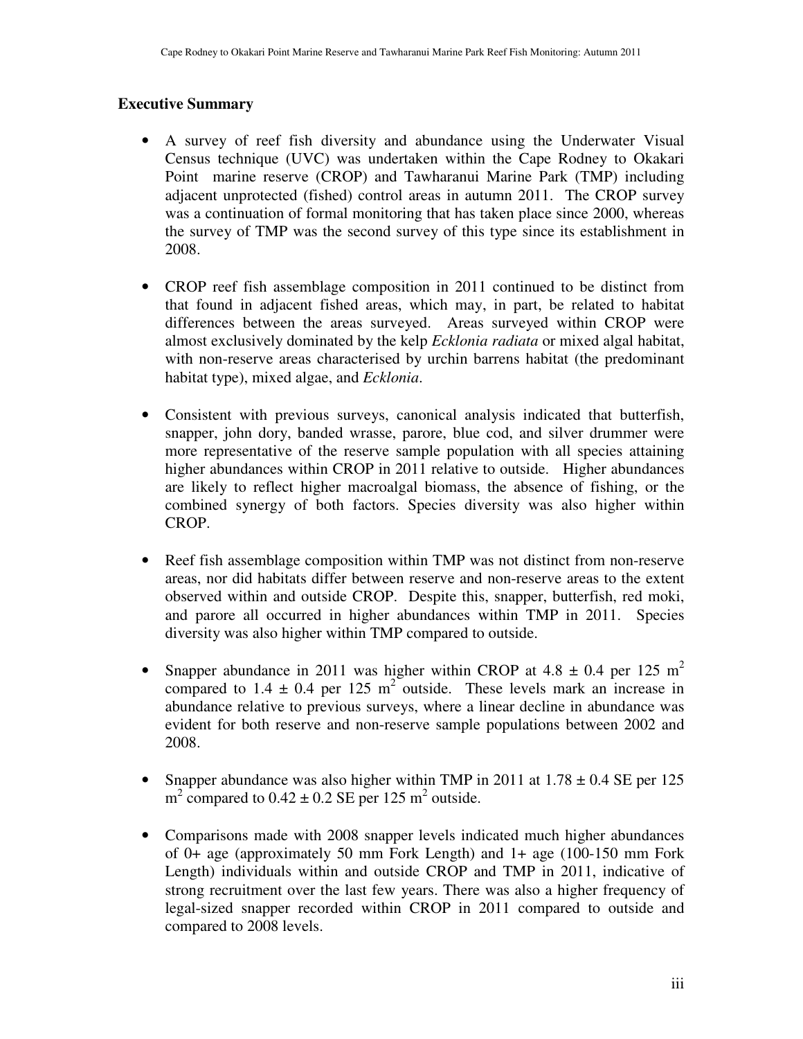## Executive Summary

- A survey of reef fish diversity and abundance using the Underwater Visual Census technique (UVC) was undertaken within the Cape Rodney to Okakari Point  marine reserve (CROP) and Tawharanui Marine Park (TMP) including adjacent unprotected (fished) control areas in autumn 2011.  The CROP survey was a continuation of formal monitoring that has taken place since 2000, whereas the survey of TMP was the second survey of this type since its establishment in 2008.

- CROP reef fish assemblage composition in 2011 continued to be distinct from that found in adjacent fished areas, which may, in part, be related to habitat differences between the areas surveyed.  Areas surveyed within CROP were almost exclusively dominated by the kelp *Ecklonia radiata* or mixed algal habitat, with non-reserve areas characterised by urchin barrens habitat (the predominant habitat type), mixed algae, and *Ecklonia*.

- Consistent with previous surveys, canonical analysis indicated that butterfish, snapper, john dory, banded wrasse, parore, blue cod, and silver drummer were more representative of the reserve sample population with all species attaining higher abundances within CROP in 2011 relative to outside.  Higher abundances are likely to reflect higher macroalgal biomass, the absence of fishing, or the combined synergy of both factors. Species diversity was also higher within CROP.

- Reef fish assemblage composition within TMP was not distinct from non-reserve areas, nor did habitats differ between reserve and non-reserve areas to the extent observed within and outside CROP.  Despite this, snapper, butterfish, red moki, and parore all occurred in higher abundances within TMP in 2011.  Species diversity was also higher within TMP compared to outside.

- Snapper abundance in 2011 was higher within CROP at $4.8 \pm 0.4$ per 125 $m^2$ compared to $1.4 \pm 0.4$ per 125 $m^2$ outside.  These levels mark an increase in abundance relative to previous surveys, where a linear decline in abundance was evident for both reserve and non-reserve sample populations between 2002 and 2008.

- Snapper abundance was also higher within TMP in 2011 at $1.78 \pm 0.4$ SE per 125 $m^2$ compared to $0.42 \pm 0.2$ SE per 125 $m^2$ outside.

- Comparisons made with 2008 snapper levels indicated much higher abundances of 0+ age (approximately 50 mm Fork Length) and 1+ age (100-150 mm Fork Length) individuals within and outside CROP and TMP in 2011, indicative of strong recruitment over the last few years. There was also a higher frequency of legal-sized snapper recorded within CROP in 2011 compared to outside and compared to 2008 levels.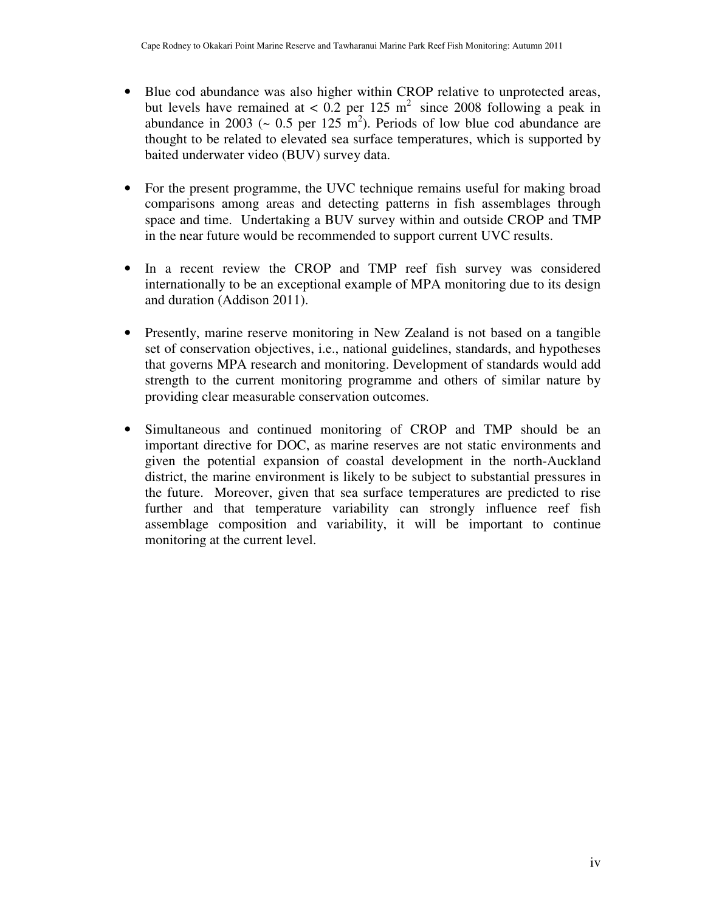- Blue cod abundance was also higher within CROP relative to unprotected areas, but levels have remained at < 0.2 per 125 $m^2$ since 2008 following a peak in abundance in 2003 (~ 0.5 per 125 $m^2$). Periods of low blue cod abundance are thought to be related to elevated sea surface temperatures, which is supported by baited underwater video (BUV) survey data.

- For the present programme, the UVC technique remains useful for making broad comparisons among areas and detecting patterns in fish assemblages through space and time. Undertaking a BUV survey within and outside CROP and TMP in the near future would be recommended to support current UVC results.

- In a recent review the CROP and TMP reef fish survey was considered internationally to be an exceptional example of MPA monitoring due to its design and duration (Addison 2011).

- Presently, marine reserve monitoring in New Zealand is not based on a tangible set of conservation objectives, i.e., national guidelines, standards, and hypotheses that governs MPA research and monitoring. Development of standards would add strength to the current monitoring programme and others of similar nature by providing clear measurable conservation outcomes.

- Simultaneous and continued monitoring of CROP and TMP should be an important directive for DOC, as marine reserves are not static environments and given the potential expansion of coastal development in the north-Auckland district, the marine environment is likely to be subject to substantial pressures in the future. Moreover, given that sea surface temperatures are predicted to rise further and that temperature variability can strongly influence reef fish assemblage composition and variability, it will be important to continue monitoring at the current level.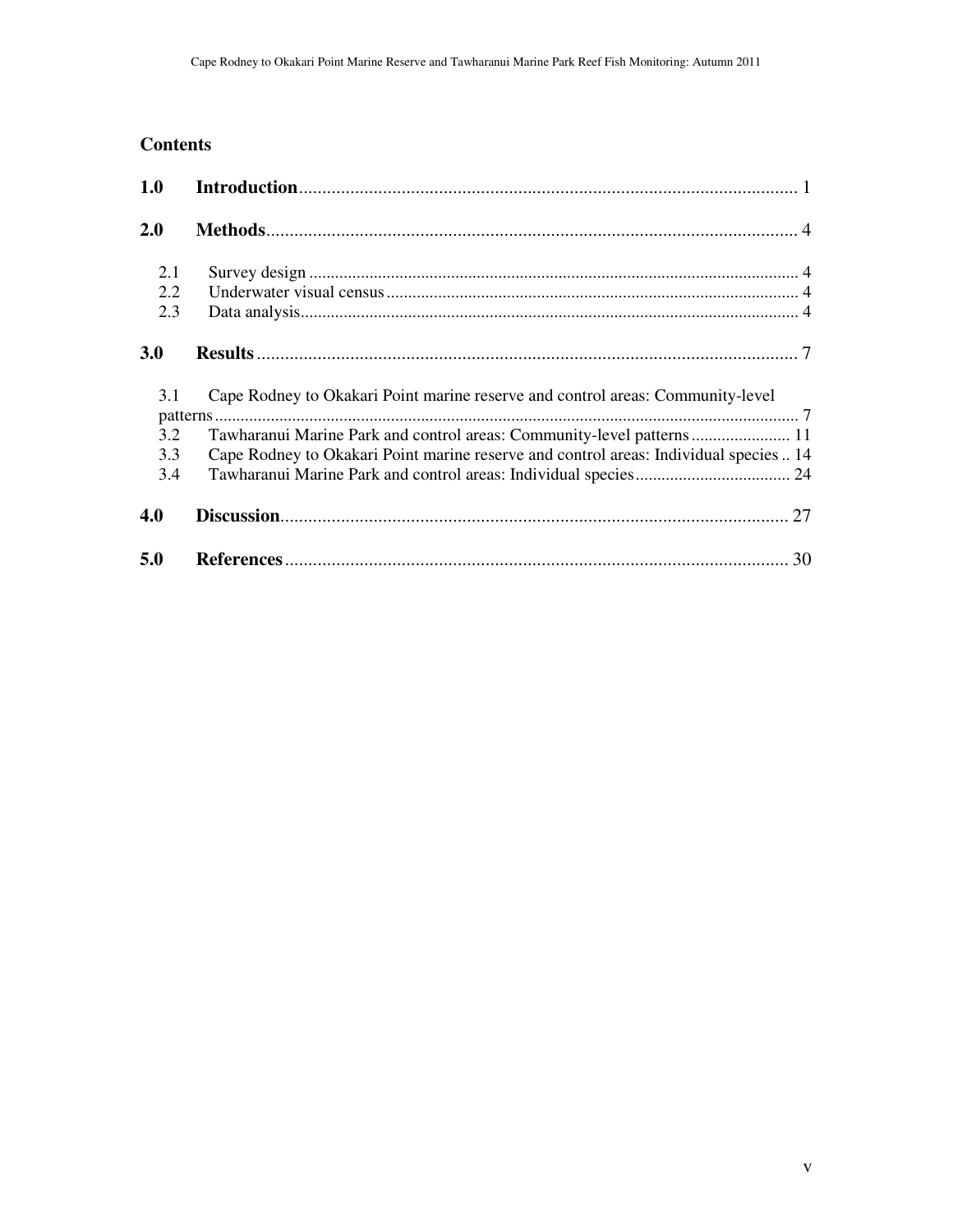## Contents

**1.0 Introduction** .......... 1

**2.0 Methods** .......... 4

- 2.1 Survey design .......... 4
- 2.2 Underwater visual census .......... 4
- 2.3 Data analysis .......... 4

**3.0 Results** .......... 7

- 3.1 Cape Rodney to Okakari Point marine reserve and control areas: Community-level patterns .......... 7
- 3.2 Tawharanui Marine Park and control areas: Community-level patterns .......... 11
- 3.3 Cape Rodney to Okakari Point marine reserve and control areas: Individual species .......... 14
- 3.4 Tawharanui Marine Park and control areas: Individual species .......... 24

**4.0 Discussion** .......... 27

**5.0 References** .......... 30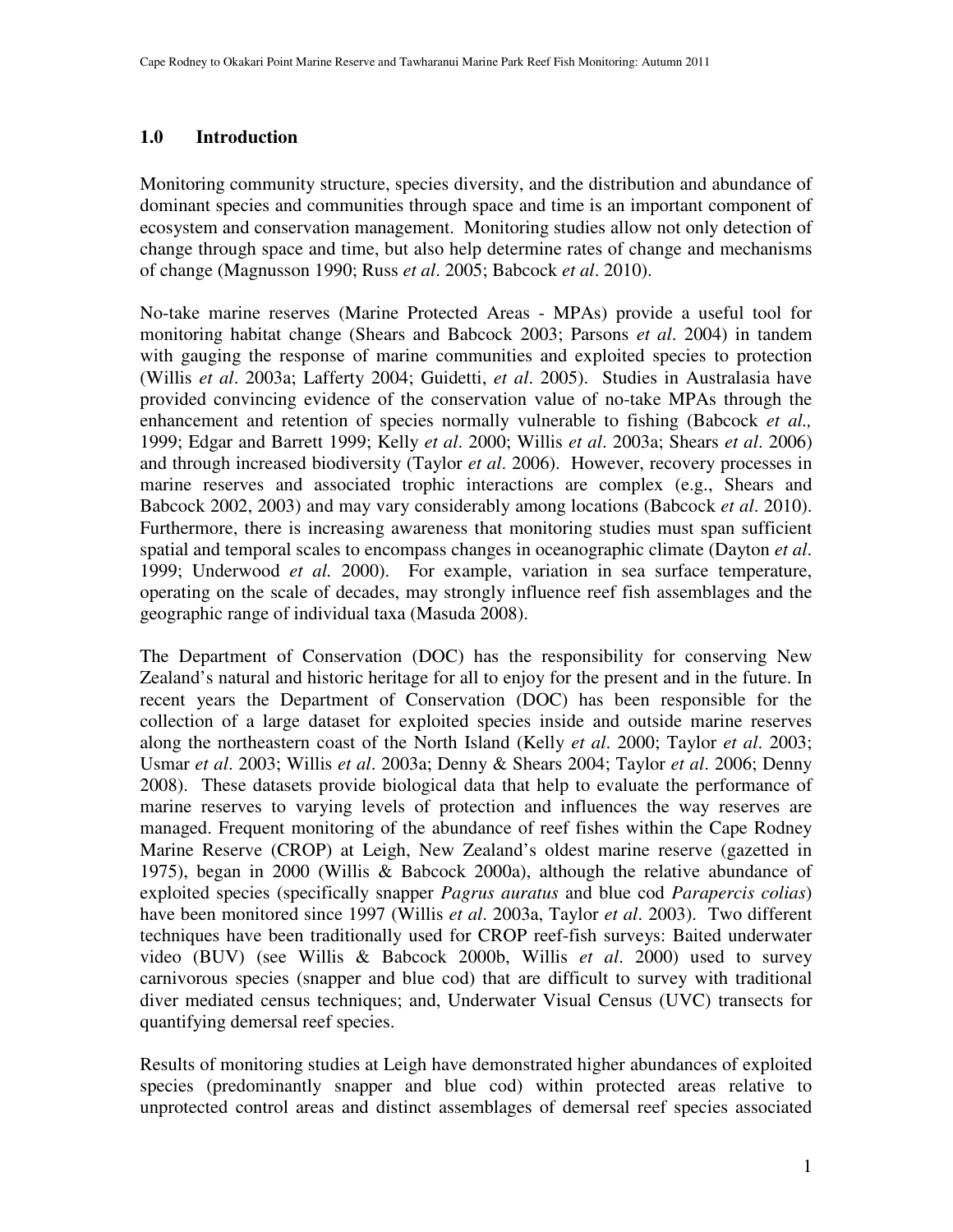## 1.0 Introduction

Monitoring community structure, species diversity, and the distribution and abundance of dominant species and communities through space and time is an important component of ecosystem and conservation management. Monitoring studies allow not only detection of change through space and time, but also help determine rates of change and mechanisms of change (Magnusson 1990; Russ *et al*. 2005; Babcock *et al*. 2010).

No-take marine reserves (Marine Protected Areas - MPAs) provide a useful tool for monitoring habitat change (Shears and Babcock 2003; Parsons *et al*. 2004) in tandem with gauging the response of marine communities and exploited species to protection (Willis *et al*. 2003a; Lafferty 2004; Guidetti, *et al*. 2005). Studies in Australasia have provided convincing evidence of the conservation value of no-take MPAs through the enhancement and retention of species normally vulnerable to fishing (Babcock *et al.,* 1999; Edgar and Barrett 1999; Kelly *et al*. 2000; Willis *et al*. 2003a; Shears *et al*. 2006) and through increased biodiversity (Taylor *et al*. 2006). However, recovery processes in marine reserves and associated trophic interactions are complex (e.g., Shears and Babcock 2002, 2003) and may vary considerably among locations (Babcock *et al*. 2010). Furthermore, there is increasing awareness that monitoring studies must span sufficient spatial and temporal scales to encompass changes in oceanographic climate (Dayton *et al*. 1999; Underwood *et al.* 2000). For example, variation in sea surface temperature, operating on the scale of decades, may strongly influence reef fish assemblages and the geographic range of individual taxa (Masuda 2008).

The Department of Conservation (DOC) has the responsibility for conserving New Zealand's natural and historic heritage for all to enjoy for the present and in the future. In recent years the Department of Conservation (DOC) has been responsible for the collection of a large dataset for exploited species inside and outside marine reserves along the northeastern coast of the North Island (Kelly *et al*. 2000; Taylor *et al*. 2003; Usmar *et al*. 2003; Willis *et al*. 2003a; Denny & Shears 2004; Taylor *et al*. 2006; Denny 2008). These datasets provide biological data that help to evaluate the performance of marine reserves to varying levels of protection and influences the way reserves are managed. Frequent monitoring of the abundance of reef fishes within the Cape Rodney Marine Reserve (CROP) at Leigh, New Zealand's oldest marine reserve (gazetted in 1975), began in 2000 (Willis & Babcock 2000a), although the relative abundance of exploited species (specifically snapper *Pagrus auratus* and blue cod *Parapercis colias*) have been monitored since 1997 (Willis *et al*. 2003a, Taylor *et al*. 2003). Two different techniques have been traditionally used for CROP reef-fish surveys: Baited underwater video (BUV) (see Willis & Babcock 2000b, Willis *et al*. 2000) used to survey carnivorous species (snapper and blue cod) that are difficult to survey with traditional diver mediated census techniques; and, Underwater Visual Census (UVC) transects for quantifying demersal reef species.

Results of monitoring studies at Leigh have demonstrated higher abundances of exploited species (predominantly snapper and blue cod) within protected areas relative to unprotected control areas and distinct assemblages of demersal reef species associated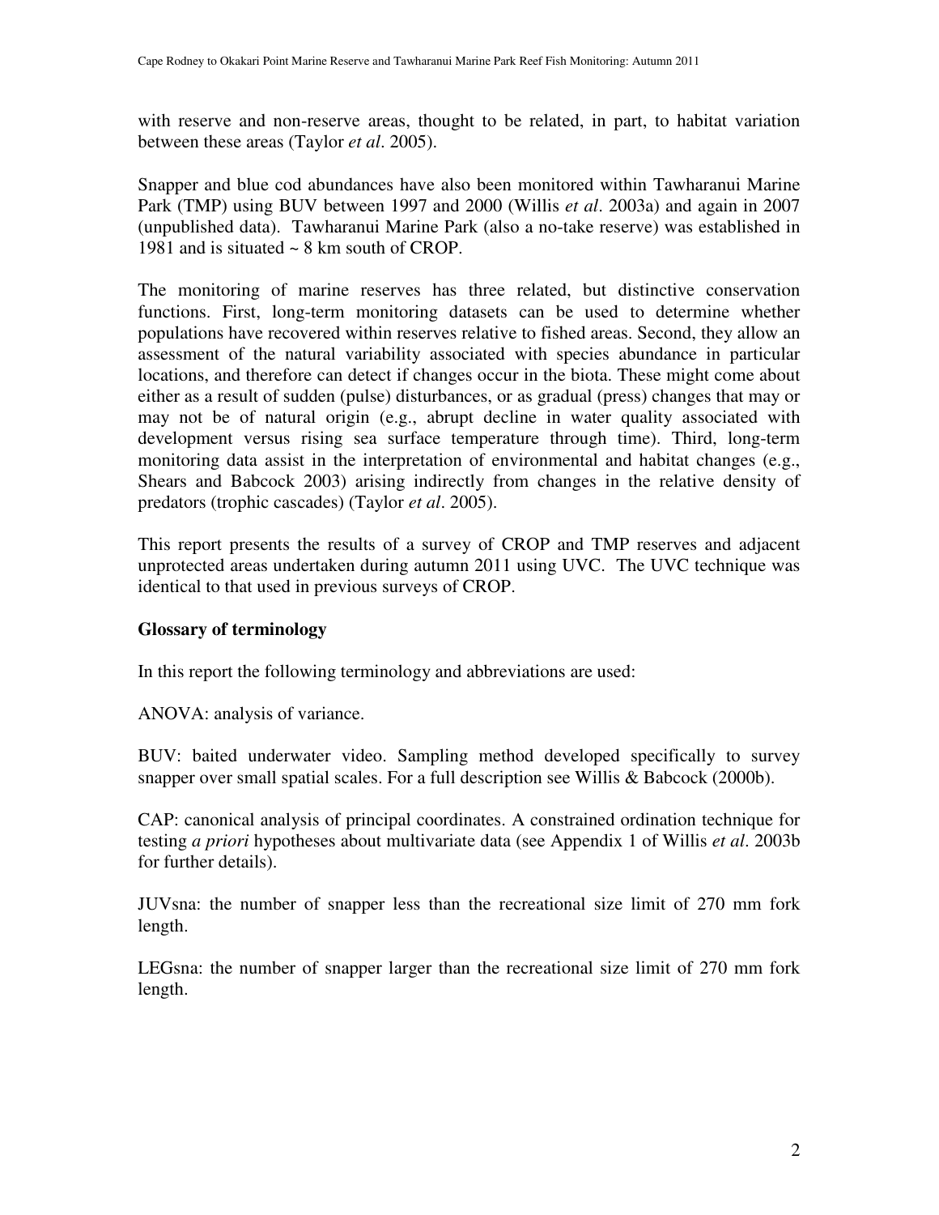with reserve and non-reserve areas, thought to be related, in part, to habitat variation between these areas (Taylor *et al*. 2005).

Snapper and blue cod abundances have also been monitored within Tawharanui Marine Park (TMP) using BUV between 1997 and 2000 (Willis *et al*. 2003a) and again in 2007 (unpublished data). Tawharanui Marine Park (also a no-take reserve) was established in 1981 and is situated ~ 8 km south of CROP.

The monitoring of marine reserves has three related, but distinctive conservation functions. First, long-term monitoring datasets can be used to determine whether populations have recovered within reserves relative to fished areas. Second, they allow an assessment of the natural variability associated with species abundance in particular locations, and therefore can detect if changes occur in the biota. These might come about either as a result of sudden (pulse) disturbances, or as gradual (press) changes that may or may not be of natural origin (e.g., abrupt decline in water quality associated with development versus rising sea surface temperature through time). Third, long-term monitoring data assist in the interpretation of environmental and habitat changes (e.g., Shears and Babcock 2003) arising indirectly from changes in the relative density of predators (trophic cascades) (Taylor *et al*. 2005).

This report presents the results of a survey of CROP and TMP reserves and adjacent unprotected areas undertaken during autumn 2011 using UVC. The UVC technique was identical to that used in previous surveys of CROP.

## Glossary of terminology

In this report the following terminology and abbreviations are used:

ANOVA: analysis of variance.

BUV: baited underwater video. Sampling method developed specifically to survey snapper over small spatial scales. For a full description see Willis & Babcock (2000b).

CAP: canonical analysis of principal coordinates. A constrained ordination technique for testing *a priori* hypotheses about multivariate data (see Appendix 1 of Willis *et al*. 2003b for further details).

JUVsna: the number of snapper less than the recreational size limit of 270 mm fork length.

LEGsna: the number of snapper larger than the recreational size limit of 270 mm fork length.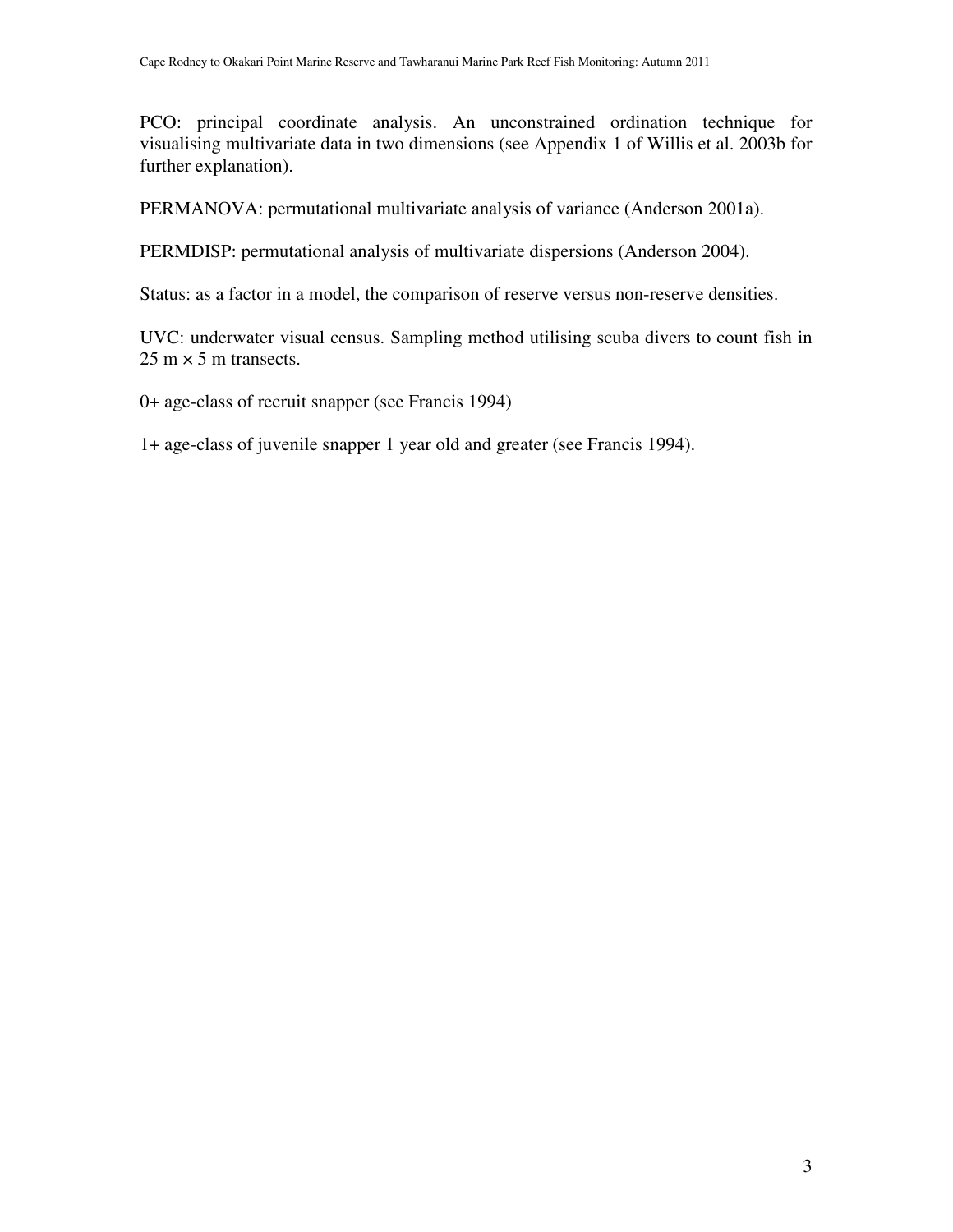PCO: principal coordinate analysis. An unconstrained ordination technique for visualising multivariate data in two dimensions (see Appendix 1 of Willis et al. 2003b for further explanation).

PERMANOVA: permutational multivariate analysis of variance (Anderson 2001a).

PERMDISP: permutational analysis of multivariate dispersions (Anderson 2004).

Status: as a factor in a model, the comparison of reserve versus non-reserve densities.

UVC: underwater visual census. Sampling method utilising scuba divers to count fish in 25 m × 5 m transects.

0+ age-class of recruit snapper (see Francis 1994)

1+ age-class of juvenile snapper 1 year old and greater (see Francis 1994).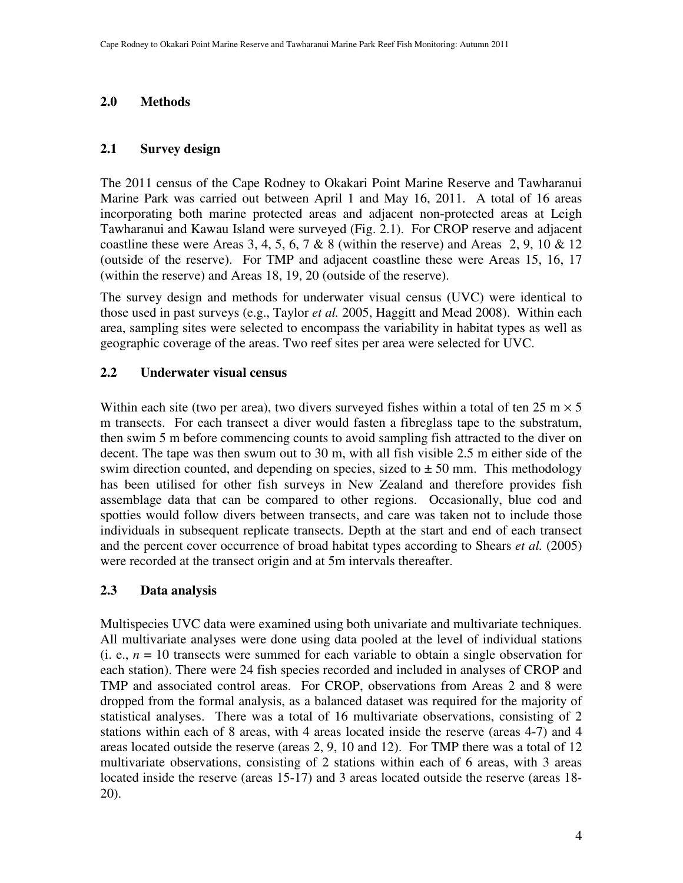## 2.0 Methods

### 2.1 Survey design

The 2011 census of the Cape Rodney to Okakari Point Marine Reserve and Tawharanui Marine Park was carried out between April 1 and May 16, 2011. A total of 16 areas incorporating both marine protected areas and adjacent non-protected areas at Leigh Tawharanui and Kawau Island were surveyed (Fig. 2.1). For CROP reserve and adjacent coastline these were Areas 3, 4, 5, 6, 7 & 8 (within the reserve) and Areas 2, 9, 10 & 12 (outside of the reserve). For TMP and adjacent coastline these were Areas 15, 16, 17 (within the reserve) and Areas 18, 19, 20 (outside of the reserve).

The survey design and methods for underwater visual census (UVC) were identical to those used in past surveys (e.g., Taylor *et al.* 2005, Haggitt and Mead 2008). Within each area, sampling sites were selected to encompass the variability in habitat types as well as geographic coverage of the areas. Two reef sites per area were selected for UVC.

### 2.2 Underwater visual census

Within each site (two per area), two divers surveyed fishes within a total of ten 25 m × 5 m transects. For each transect a diver would fasten a fibreglass tape to the substratum, then swim 5 m before commencing counts to avoid sampling fish attracted to the diver on decent. The tape was then swum out to 30 m, with all fish visible 2.5 m either side of the swim direction counted, and depending on species, sized to ± 50 mm. This methodology has been utilised for other fish surveys in New Zealand and therefore provides fish assemblage data that can be compared to other regions. Occasionally, blue cod and spotties would follow divers between transects, and care was taken not to include those individuals in subsequent replicate transects. Depth at the start and end of each transect and the percent cover occurrence of broad habitat types according to Shears *et al.* (2005) were recorded at the transect origin and at 5m intervals thereafter.

### 2.3 Data analysis

Multispecies UVC data were examined using both univariate and multivariate techniques. All multivariate analyses were done using data pooled at the level of individual stations (i. e., $n$ = 10 transects were summed for each variable to obtain a single observation for each station). There were 24 fish species recorded and included in analyses of CROP and TMP and associated control areas. For CROP, observations from Areas 2 and 8 were dropped from the formal analysis, as a balanced dataset was required for the majority of statistical analyses. There was a total of 16 multivariate observations, consisting of 2 stations within each of 8 areas, with 4 areas located inside the reserve (areas 4-7) and 4 areas located outside the reserve (areas 2, 9, 10 and 12). For TMP there was a total of 12 multivariate observations, consisting of 2 stations within each of 6 areas, with 3 areas located inside the reserve (areas 15-17) and 3 areas located outside the reserve (areas 18-20).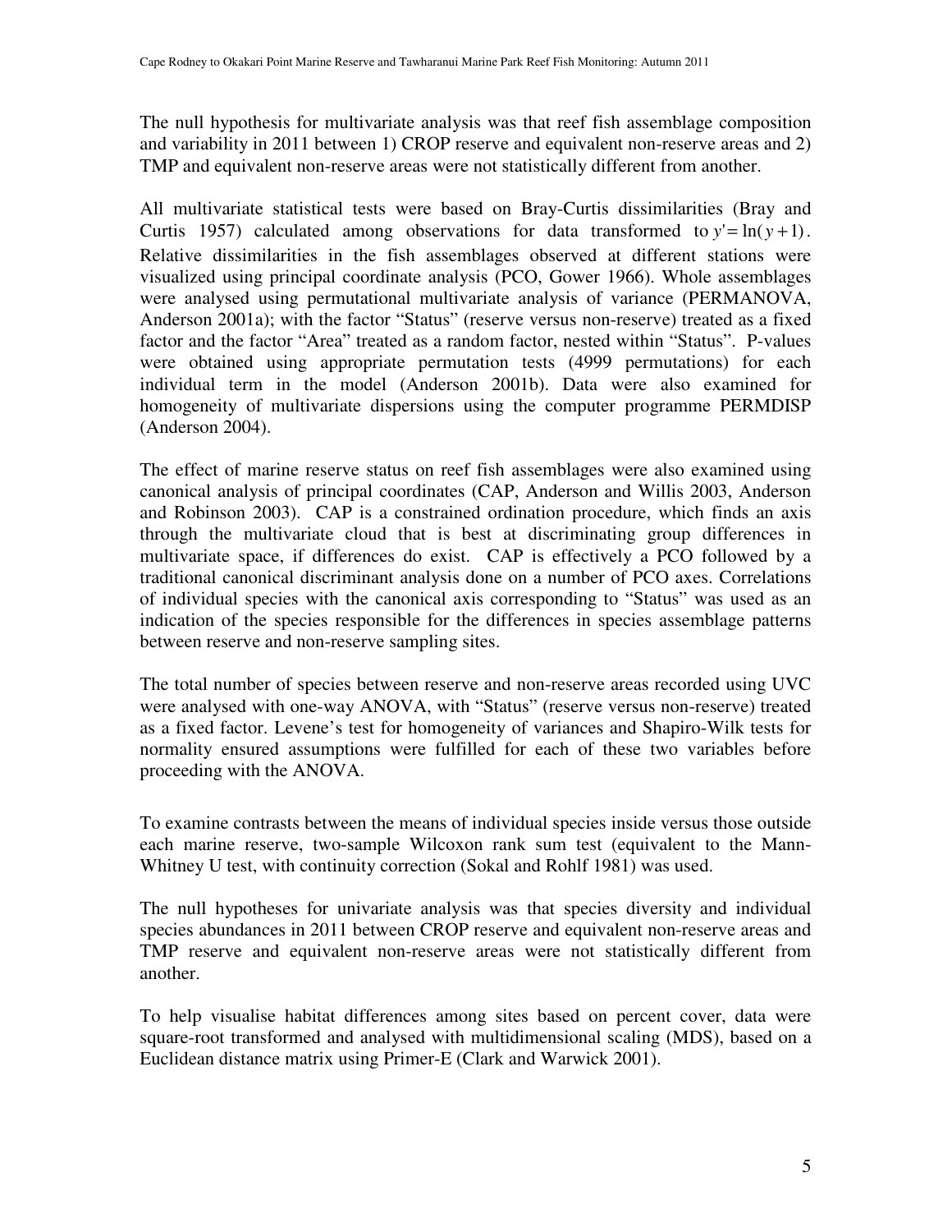The null hypothesis for multivariate analysis was that reef fish assemblage composition and variability in 2011 between 1) CROP reserve and equivalent non-reserve areas and 2) TMP and equivalent non-reserve areas were not statistically different from another.

All multivariate statistical tests were based on Bray-Curtis dissimilarities (Bray and Curtis 1957) calculated among observations for data transformed to $y' = \ln(y+1)$. Relative dissimilarities in the fish assemblages observed at different stations were visualized using principal coordinate analysis (PCO, Gower 1966). Whole assemblages were analysed using permutational multivariate analysis of variance (PERMANOVA, Anderson 2001a); with the factor "Status" (reserve versus non-reserve) treated as a fixed factor and the factor "Area" treated as a random factor, nested within "Status". P-values were obtained using appropriate permutation tests (4999 permutations) for each individual term in the model (Anderson 2001b). Data were also examined for homogeneity of multivariate dispersions using the computer programme PERMDISP (Anderson 2004).

The effect of marine reserve status on reef fish assemblages were also examined using canonical analysis of principal coordinates (CAP, Anderson and Willis 2003, Anderson and Robinson 2003). CAP is a constrained ordination procedure, which finds an axis through the multivariate cloud that is best at discriminating group differences in multivariate space, if differences do exist. CAP is effectively a PCO followed by a traditional canonical discriminant analysis done on a number of PCO axes. Correlations of individual species with the canonical axis corresponding to "Status" was used as an indication of the species responsible for the differences in species assemblage patterns between reserve and non-reserve sampling sites.

The total number of species between reserve and non-reserve areas recorded using UVC were analysed with one-way ANOVA, with "Status" (reserve versus non-reserve) treated as a fixed factor. Levene's test for homogeneity of variances and Shapiro-Wilk tests for normality ensured assumptions were fulfilled for each of these two variables before proceeding with the ANOVA.

To examine contrasts between the means of individual species inside versus those outside each marine reserve, two-sample Wilcoxon rank sum test (equivalent to the Mann-Whitney U test, with continuity correction (Sokal and Rohlf 1981) was used.

The null hypotheses for univariate analysis was that species diversity and individual species abundances in 2011 between CROP reserve and equivalent non-reserve areas and TMP reserve and equivalent non-reserve areas were not statistically different from another.

To help visualise habitat differences among sites based on percent cover, data were square-root transformed and analysed with multidimensional scaling (MDS), based on a Euclidean distance matrix using Primer-E (Clark and Warwick 2001).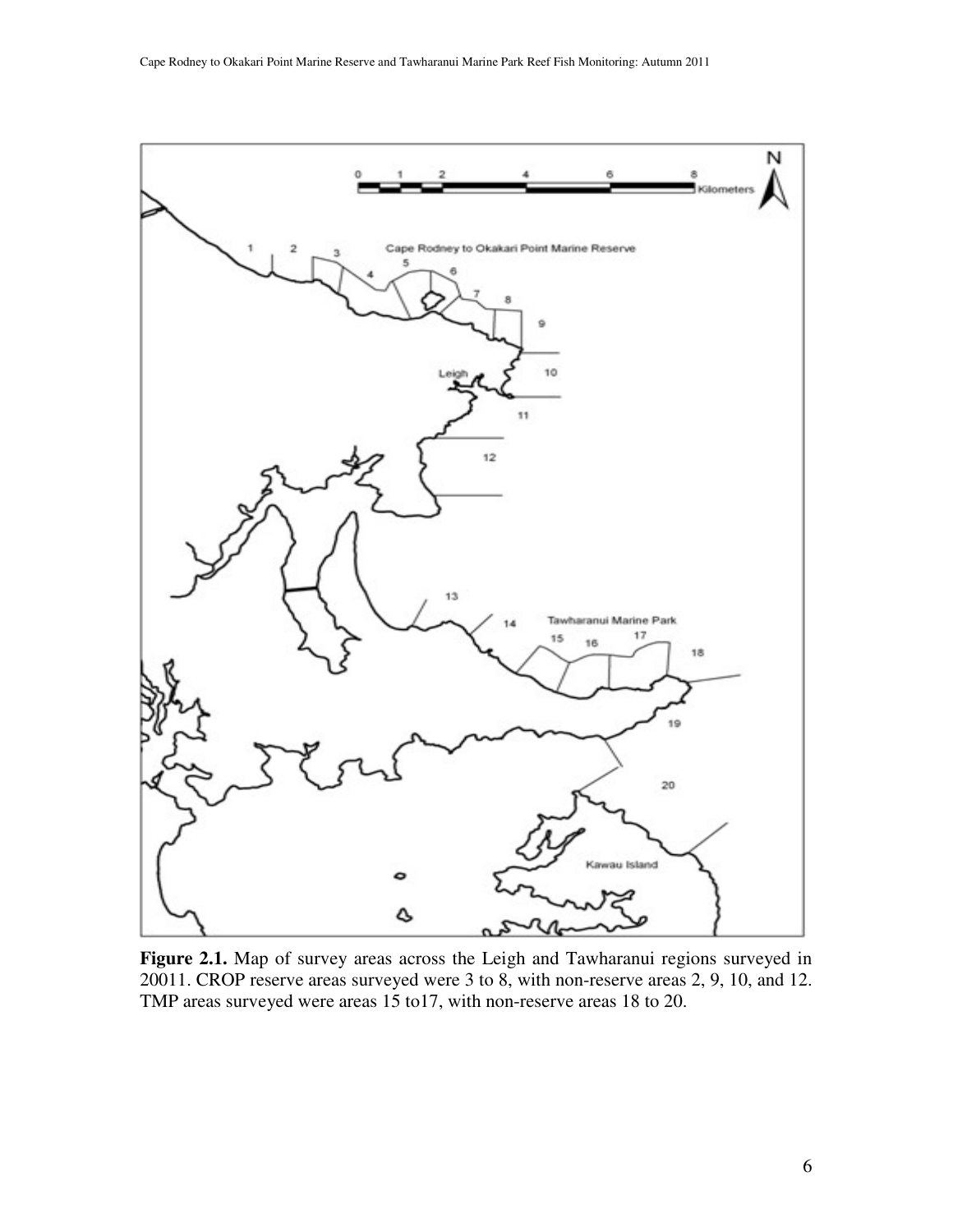**Figure 2.1.** Map of survey areas across the Leigh and Tawharanui regions surveyed in 20011. CROP reserve areas surveyed were 3 to 8, with non-reserve areas 2, 9, 10, and 12. TMP areas surveyed were areas 15 to17, with non-reserve areas 18 to 20.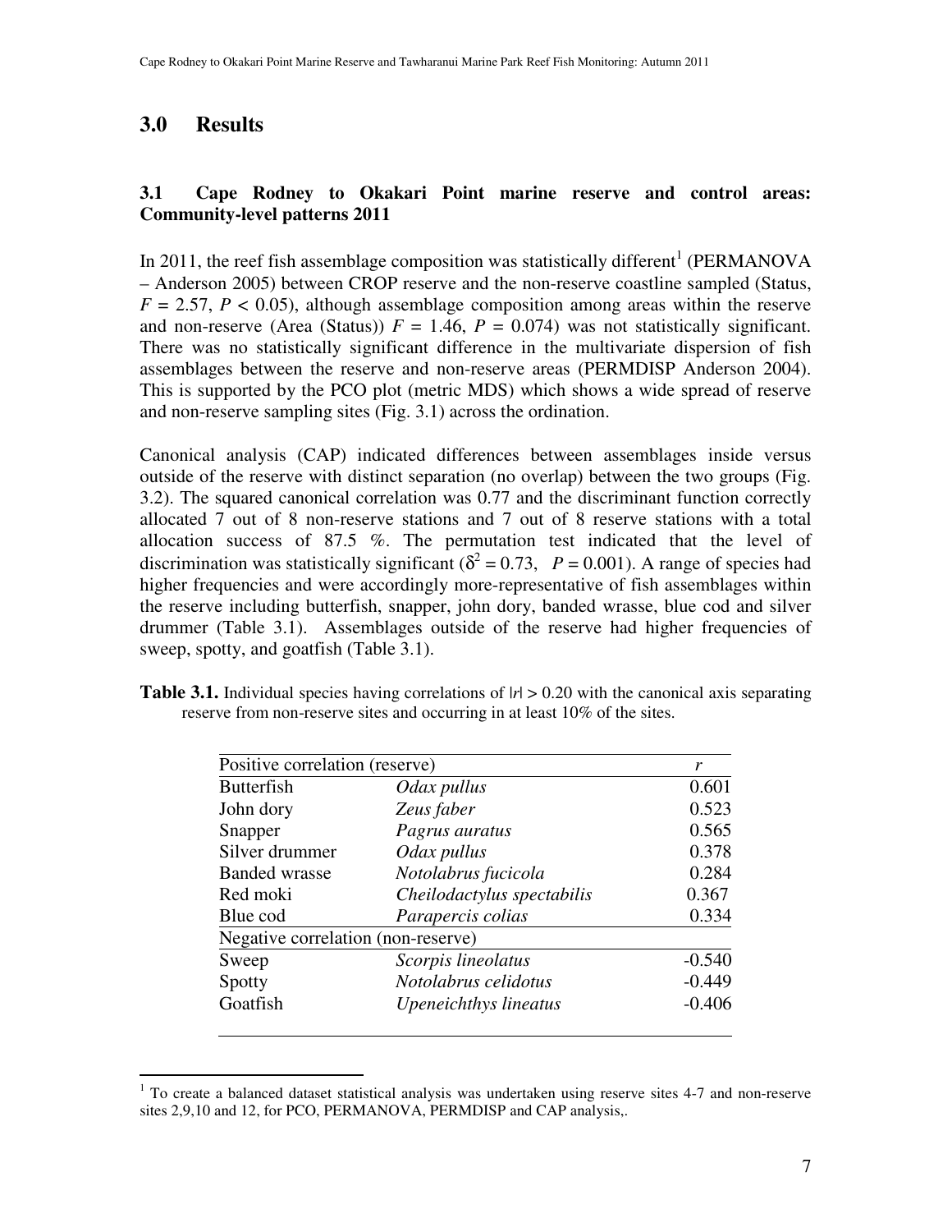## 3.0 Results

### 3.1 Cape Rodney to Okakari Point marine reserve and control areas: Community-level patterns 2011

In 2011, the reef fish assemblage composition was statistically different[1] (PERMANOVA – Anderson 2005) between CROP reserve and the non-reserve coastline sampled (Status, $F = 2.57$, $P < 0.05$), although assemblage composition among areas within the reserve and non-reserve (Area (Status)) $F = 1.46$, $P = 0.074$) was not statistically significant. There was no statistically significant difference in the multivariate dispersion of fish assemblages between the reserve and non-reserve areas (PERMDISP Anderson 2004). This is supported by the PCO plot (metric MDS) which shows a wide spread of reserve and non-reserve sampling sites (Fig. 3.1) across the ordination.

Canonical analysis (CAP) indicated differences between assemblages inside versus outside of the reserve with distinct separation (no overlap) between the two groups (Fig. 3.2). The squared canonical correlation was 0.77 and the discriminant function correctly allocated 7 out of 8 non-reserve stations and 7 out of 8 reserve stations with a total allocation success of 87.5 %. The permutation test indicated that the level of discrimination was statistically significant ($\delta^2 = 0.73$, $P = 0.001$). A range of species had higher frequencies and were accordingly more-representative of fish assemblages within the reserve including butterfish, snapper, john dory, banded wrasse, blue cod and silver drummer (Table 3.1). Assemblages outside of the reserve had higher frequencies of sweep, spotty, and goatfish (Table 3.1).

**Table 3.1.** Individual species having correlations of $|r| > 0.20$ with the canonical axis separating reserve from non-reserve sites and occurring in at least 10% of the sites.

| Positive correlation (reserve) | | *r* |
|---|---|---|
| Butterfish | *Odax pullus* | 0.601 |
| John dory | *Zeus faber* | 0.523 |
| Snapper | *Pagrus auratus* | 0.565 |
| Silver drummer | *Odax pullus* | 0.378 |
| Banded wrasse | *Notolabrus fucicola* | 0.284 |
| Red moki | *Cheilodactylus spectabilis* | 0.367 |
| Blue cod | *Parapercis colias* | 0.334 |
| **Negative correlation (non-reserve)** | | |
| Sweep | *Scorpis lineolatus* | -0.540 |
| Spotty | *Notolabrus celidotus* | -0.449 |
| Goatfish | *Upeneichthys lineatus* | -0.406 |

[1] To create a balanced dataset statistical analysis was undertaken using reserve sites 4-7 and non-reserve sites 2,9,10 and 12, for PCO, PERMANOVA, PERMDISP and CAP analysis,.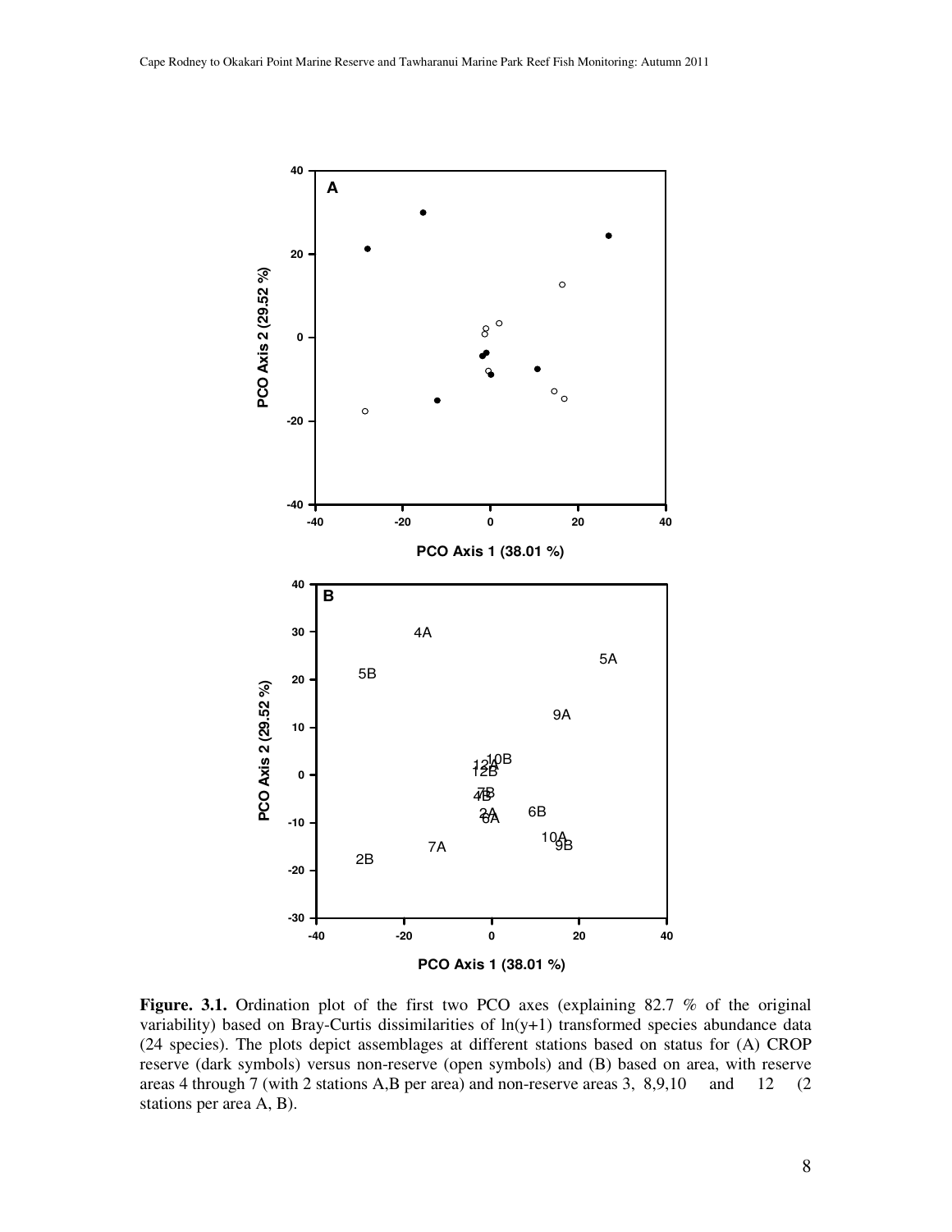**Figure. 3.1.** Ordination plot of the first two PCO axes (explaining 82.7 % of the original variability) based on Bray-Curtis dissimilarities of ln(y+1) transformed species abundance data (24 species). The plots depict assemblages at different stations based on status for (A) CROP reserve (dark symbols) versus non-reserve (open symbols) and (B) based on area, with reserve areas 4 through 7 (with 2 stations A,B per area) and non-reserve areas 3, 8,9,10 and 12 (2 stations per area A, B).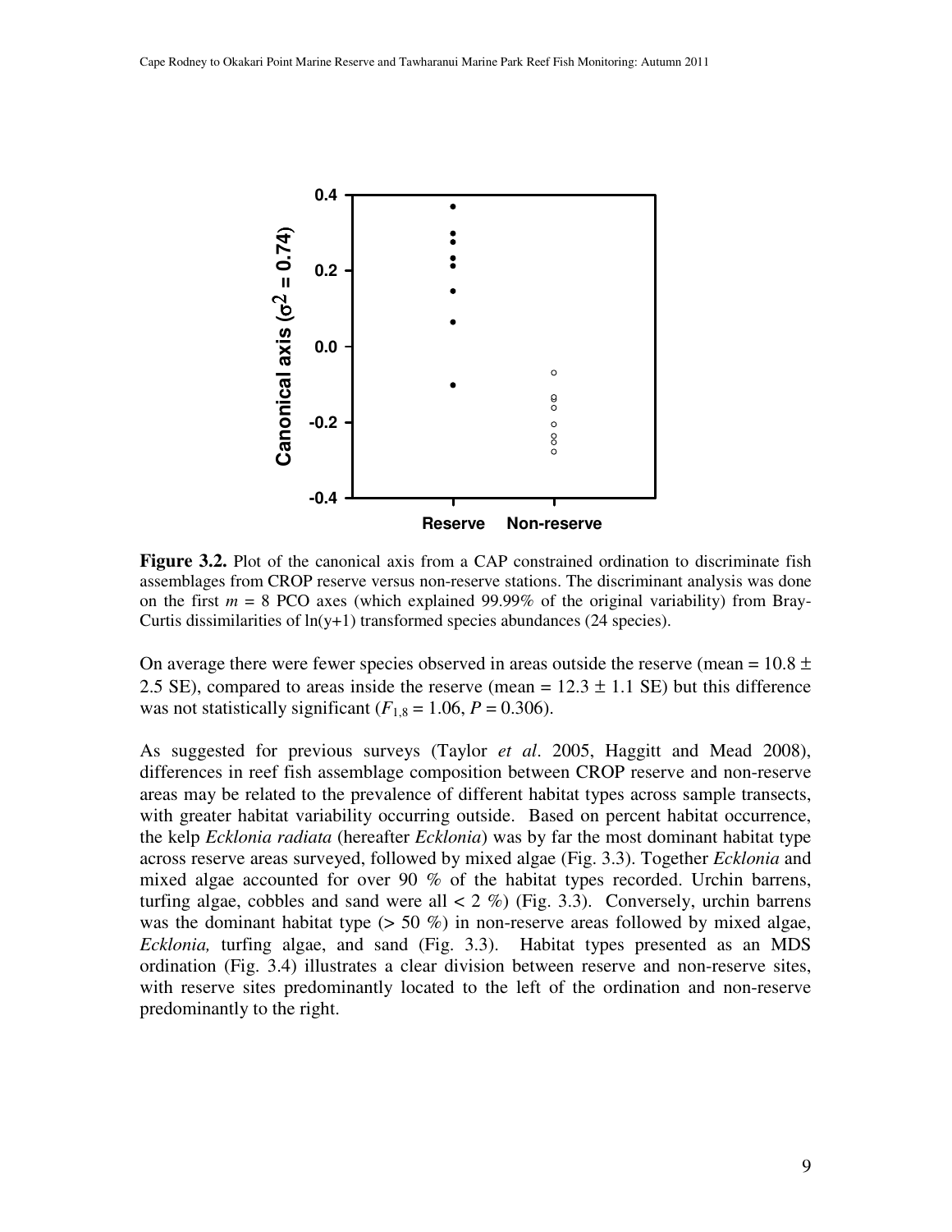**Figure 3.2.** Plot of the canonical axis from a CAP constrained ordination to discriminate fish assemblages from CROP reserve versus non-reserve stations. The discriminant analysis was done on the first $m$ = 8 PCO axes (which explained 99.99% of the original variability) from Bray-Curtis dissimilarities of ln(y+1) transformed species abundances (24 species).

On average there were fewer species observed in areas outside the reserve (mean = 10.8 ± 2.5 SE), compared to areas inside the reserve (mean = 12.3 ± 1.1 SE) but this difference was not statistically significant ($F_{1,8} = 1.06$, $P = 0.306$).

As suggested for previous surveys (Taylor *et al*. 2005, Haggitt and Mead 2008), differences in reef fish assemblage composition between CROP reserve and non-reserve areas may be related to the prevalence of different habitat types across sample transects, with greater habitat variability occurring outside. Based on percent habitat occurrence, the kelp *Ecklonia radiata* (hereafter *Ecklonia*) was by far the most dominant habitat type across reserve areas surveyed, followed by mixed algae (Fig. 3.3). Together *Ecklonia* and mixed algae accounted for over 90 % of the habitat types recorded. Urchin barrens, turfing algae, cobbles and sand were all < 2 %) (Fig. 3.3). Conversely, urchin barrens was the dominant habitat type (> 50 %) in non-reserve areas followed by mixed algae, *Ecklonia,* turfing algae, and sand (Fig. 3.3). Habitat types presented as an MDS ordination (Fig. 3.4) illustrates a clear division between reserve and non-reserve sites, with reserve sites predominantly located to the left of the ordination and non-reserve predominantly to the right.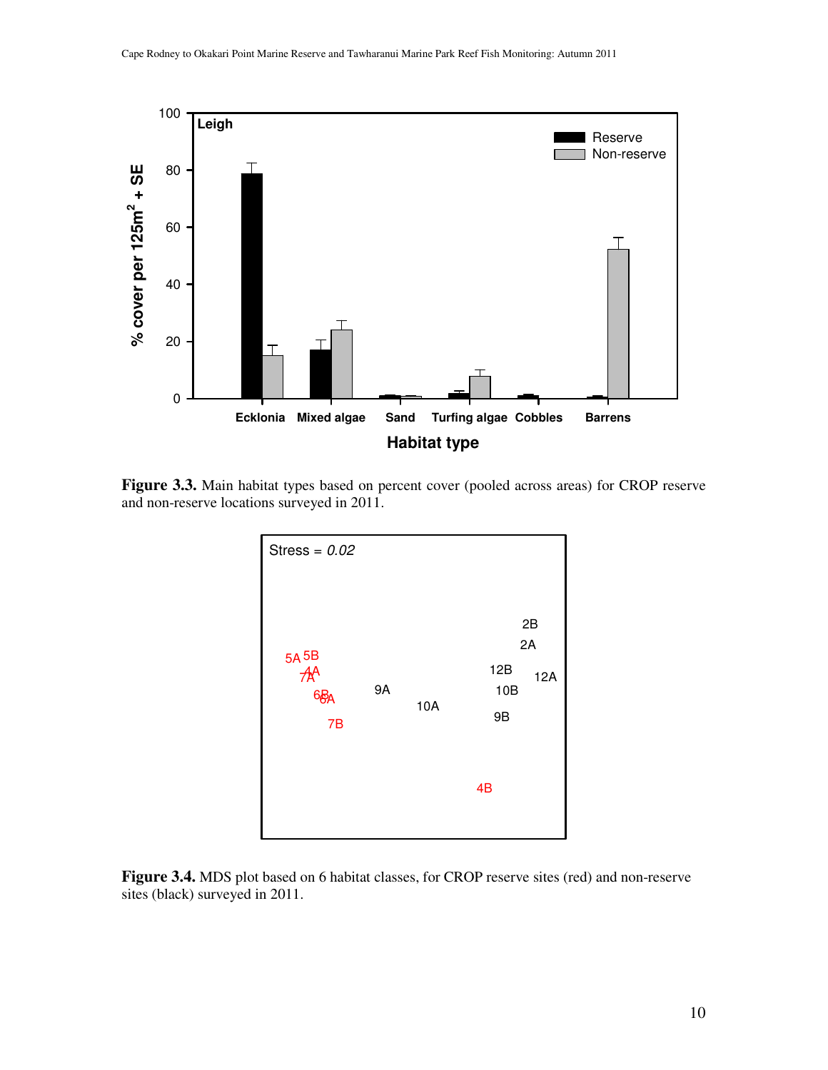**Figure 3.3.** Main habitat types based on percent cover (pooled across areas) for CROP reserve and non-reserve locations surveyed in 2011.

**Figure 3.4.** MDS plot based on 6 habitat classes, for CROP reserve sites (red) and non-reserve sites (black) surveyed in 2011.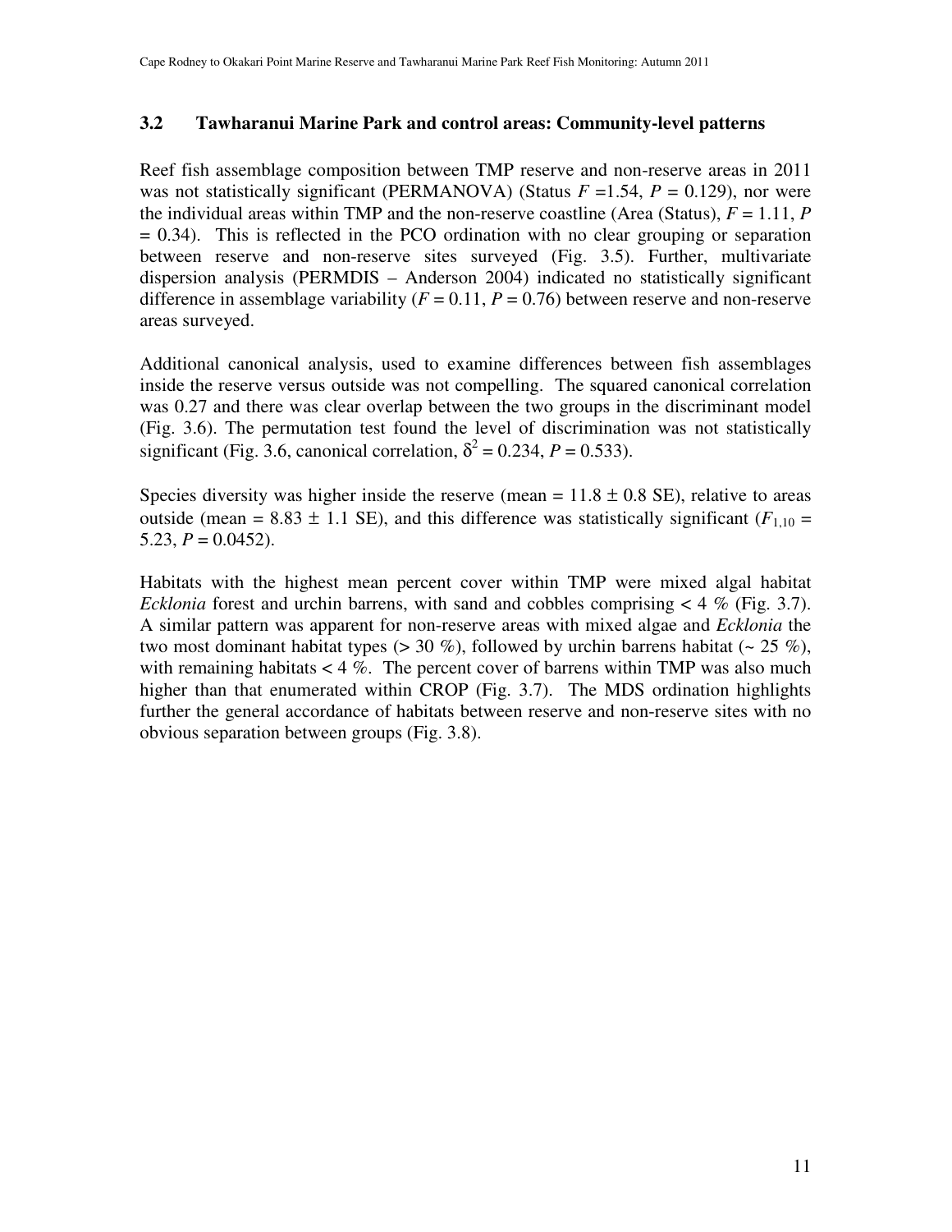### 3.2 Tawharanui Marine Park and control areas: Community-level patterns

Reef fish assemblage composition between TMP reserve and non-reserve areas in 2011 was not statistically significant (PERMANOVA) (Status $F$ =1.54, $P$ = 0.129), nor were the individual areas within TMP and the non-reserve coastline (Area (Status), $F$ = 1.11, $P$ = 0.34). This is reflected in the PCO ordination with no clear grouping or separation between reserve and non-reserve sites surveyed (Fig. 3.5). Further, multivariate dispersion analysis (PERMDIS – Anderson 2004) indicated no statistically significant difference in assemblage variability ($F$ = 0.11, $P$ = 0.76) between reserve and non-reserve areas surveyed.

Additional canonical analysis, used to examine differences between fish assemblages inside the reserve versus outside was not compelling. The squared canonical correlation was 0.27 and there was clear overlap between the two groups in the discriminant model (Fig. 3.6). The permutation test found the level of discrimination was not statistically significant (Fig. 3.6, canonical correlation, $\delta^2$ = 0.234, $P$ = 0.533).

Species diversity was higher inside the reserve (mean = 11.8 ± 0.8 SE), relative to areas outside (mean = 8.83 ± 1.1 SE), and this difference was statistically significant ($F_{1,10}$ = 5.23, $P$ = 0.0452).

Habitats with the highest mean percent cover within TMP were mixed algal habitat *Ecklonia* forest and urchin barrens, with sand and cobbles comprising < 4 % (Fig. 3.7). A similar pattern was apparent for non-reserve areas with mixed algae and *Ecklonia* the two most dominant habitat types (> 30 %), followed by urchin barrens habitat (~ 25 %), with remaining habitats < 4 %. The percent cover of barrens within TMP was also much higher than that enumerated within CROP (Fig. 3.7). The MDS ordination highlights further the general accordance of habitats between reserve and non-reserve sites with no obvious separation between groups (Fig. 3.8).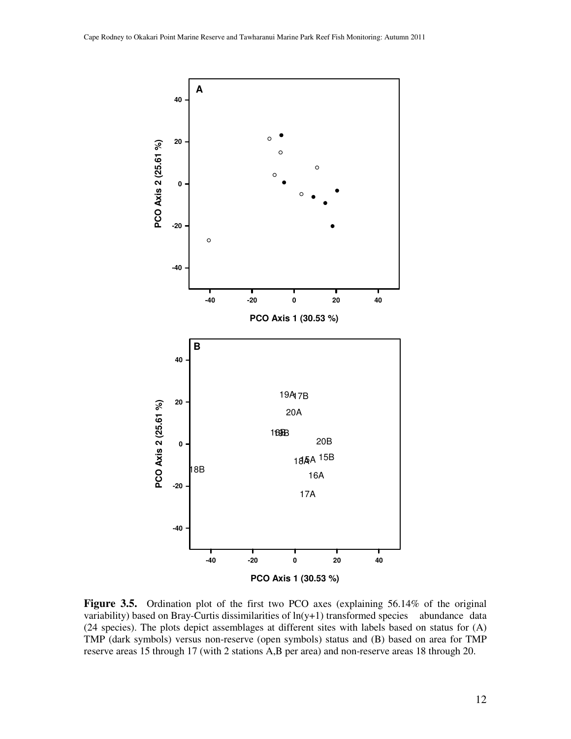**Figure 3.5.** Ordination plot of the first two PCO axes (explaining 56.14% of the original variability) based on Bray-Curtis dissimilarities of $\ln(y+1)$ transformed species abundance data (24 species). The plots depict assemblages at different sites with labels based on status for (A) TMP (dark symbols) versus non-reserve (open symbols) status and (B) based on area for TMP reserve areas 15 through 17 (with 2 stations A,B per area) and non-reserve areas 18 through 20.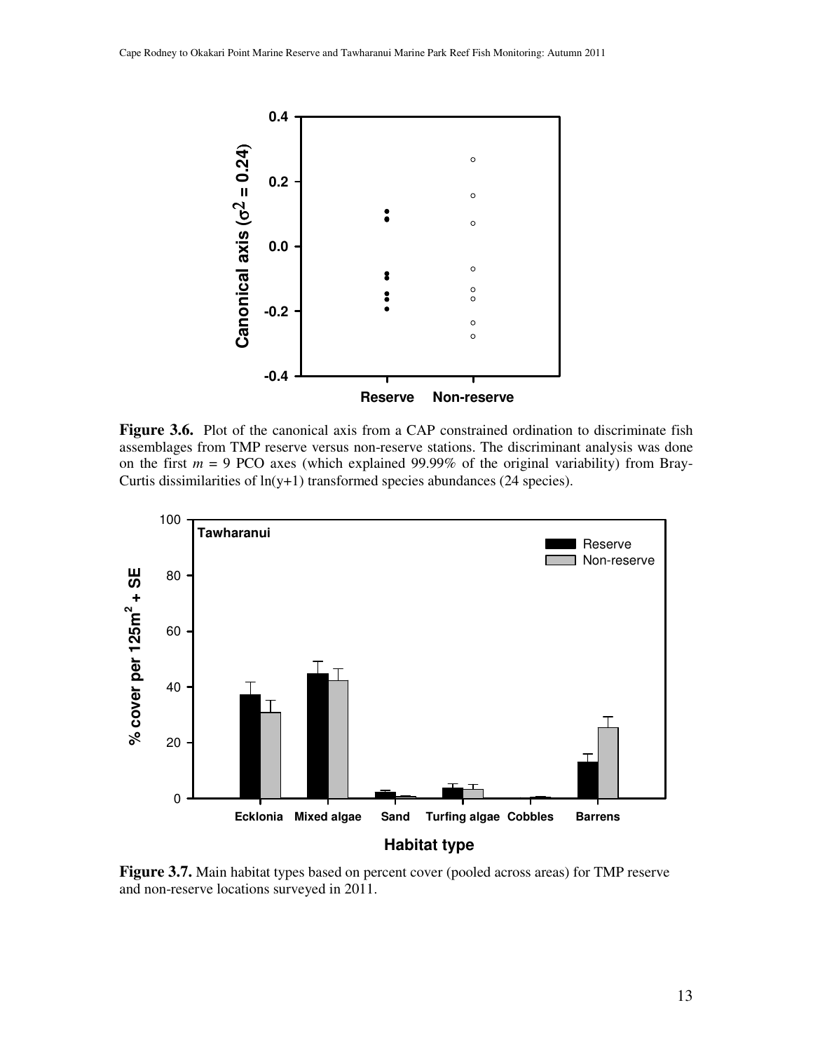**Figure 3.6.** Plot of the canonical axis from a CAP constrained ordination to discriminate fish assemblages from TMP reserve versus non-reserve stations. The discriminant analysis was done on the first $m$ = 9 PCO axes (which explained 99.99% of the original variability) from Bray-Curtis dissimilarities of ln(y+1) transformed species abundances (24 species).

**Figure 3.7.** Main habitat types based on percent cover (pooled across areas) for TMP reserve and non-reserve locations surveyed in 2011.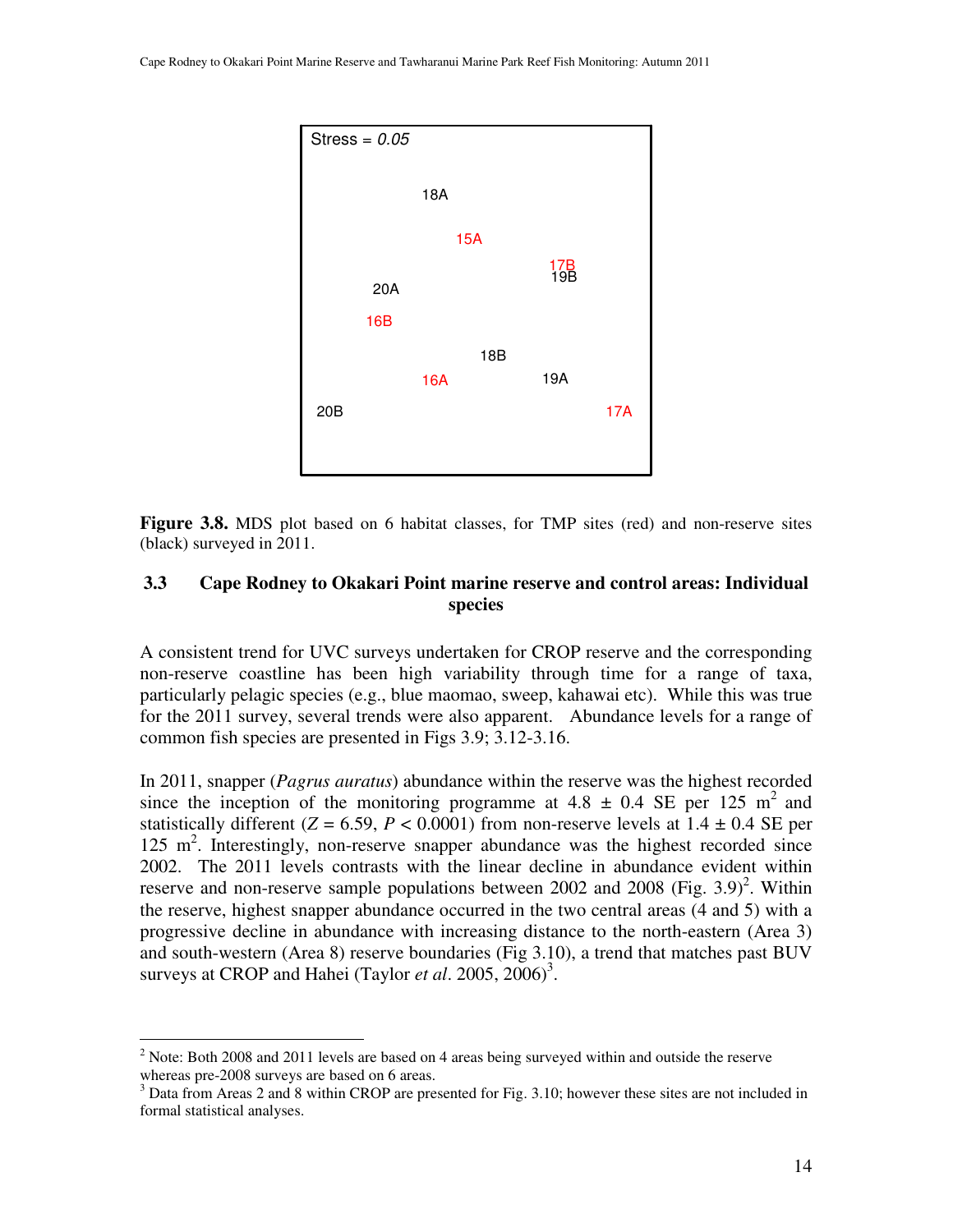Stress = *0.05*

18A

15A

17B
19B

20A

16B

18B

16A

19A

20B

17A

**Figure 3.8.** MDS plot based on 6 habitat classes, for TMP sites (red) and non-reserve sites (black) surveyed in 2011.

## 3.3 Cape Rodney to Okakari Point marine reserve and control areas: Individual species

A consistent trend for UVC surveys undertaken for CROP reserve and the corresponding non-reserve coastline has been high variability through time for a range of taxa, particularly pelagic species (e.g., blue maomao, sweep, kahawai etc). While this was true for the 2011 survey, several trends were also apparent. Abundance levels for a range of common fish species are presented in Figs 3.9; 3.12-3.16.

In 2011, snapper (*Pagrus auratus*) abundance within the reserve was the highest recorded since the inception of the monitoring programme at 4.8 ± 0.4 SE per 125 $m^2$ and statistically different ($Z = 6.59$, $P < 0.0001$) from non-reserve levels at 1.4 ± 0.4 SE per 125 $m^2$. Interestingly, non-reserve snapper abundance was the highest recorded since 2002. The 2011 levels contrasts with the linear decline in abundance evident within reserve and non-reserve sample populations between 2002 and 2008 (Fig. 3.9)[2]. Within the reserve, highest snapper abundance occurred in the two central areas (4 and 5) with a progressive decline in abundance with increasing distance to the north-eastern (Area 3) and south-western (Area 8) reserve boundaries (Fig 3.10), a trend that matches past BUV surveys at CROP and Hahei (Taylor *et al*. 2005, 2006)[3].

[2] Note: Both 2008 and 2011 levels are based on 4 areas being surveyed within and outside the reserve whereas pre-2008 surveys are based on 6 areas.

[3] Data from Areas 2 and 8 within CROP are presented for Fig. 3.10; however these sites are not included in formal statistical analyses.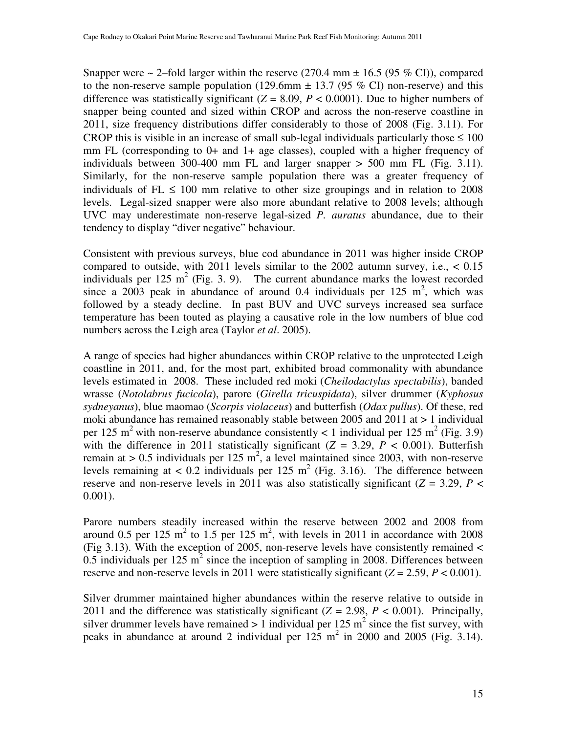Snapper were ~ 2–fold larger within the reserve (270.4 mm ± 16.5 (95 % CI)), compared to the non-reserve sample population (129.6mm ± 13.7 (95 % CI) non-reserve) and this difference was statistically significant ($Z$ = 8.09, $P$ < 0.0001). Due to higher numbers of snapper being counted and sized within CROP and across the non-reserve coastline in 2011, size frequency distributions differ considerably to those of 2008 (Fig. 3.11). For CROP this is visible in an increase of small sub-legal individuals particularly those ≤ 100 mm FL (corresponding to 0+ and 1+ age classes), coupled with a higher frequency of individuals between 300-400 mm FL and larger snapper > 500 mm FL (Fig. 3.11). Similarly, for the non-reserve sample population there was a greater frequency of individuals of FL ≤ 100 mm relative to other size groupings and in relation to 2008 levels. Legal-sized snapper were also more abundant relative to 2008 levels; although UVC may underestimate non-reserve legal-sized *P. auratus* abundance, due to their tendency to display "diver negative" behaviour.

Consistent with previous surveys, blue cod abundance in 2011 was higher inside CROP compared to outside, with 2011 levels similar to the 2002 autumn survey, i.e., < 0.15 individuals per 125 m$^2$ (Fig. 3. 9). The current abundance marks the lowest recorded since a 2003 peak in abundance of around 0.4 individuals per 125 m$^2$, which was followed by a steady decline. In past BUV and UVC surveys increased sea surface temperature has been touted as playing a causative role in the low numbers of blue cod numbers across the Leigh area (Taylor *et al*. 2005).

A range of species had higher abundances within CROP relative to the unprotected Leigh coastline in 2011, and, for the most part, exhibited broad commonality with abundance levels estimated in 2008. These included red moki (*Cheilodactylus spectabilis*), banded wrasse (*Notolabrus fucicola*), parore (*Girella tricuspidata*), silver drummer (*Kyphosus sydneyanus*), blue maomao (*Scorpis violaceus*) and butterfish (*Odax pullus*). Of these, red moki abundance has remained reasonably stable between 2005 and 2011 at > 1 individual per 125 m$^2$ with non-reserve abundance consistently < 1 individual per 125 m$^2$ (Fig. 3.9) with the difference in 2011 statistically significant ($Z$ = 3.29, $P$ < 0.001). Butterfish remain at > 0.5 individuals per 125 m$^2$, a level maintained since 2003, with non-reserve levels remaining at < 0.2 individuals per 125 m$^2$ (Fig. 3.16). The difference between reserve and non-reserve levels in 2011 was also statistically significant ($Z$ = 3.29, $P$ < 0.001).

Parore numbers steadily increased within the reserve between 2002 and 2008 from around 0.5 per 125 m$^2$ to 1.5 per 125 m$^2$, with levels in 2011 in accordance with 2008 (Fig 3.13). With the exception of 2005, non-reserve levels have consistently remained < 0.5 individuals per 125 m$^2$ since the inception of sampling in 2008. Differences between reserve and non-reserve levels in 2011 were statistically significant ($Z$ = 2.59, $P$ < 0.001).

Silver drummer maintained higher abundances within the reserve relative to outside in 2011 and the difference was statistically significant ($Z$ = 2.98, $P$ < 0.001). Principally, silver drummer levels have remained > 1 individual per 125 m$^2$ since the fist survey, with peaks in abundance at around 2 individual per 125 m$^2$ in 2000 and 2005 (Fig. 3.14).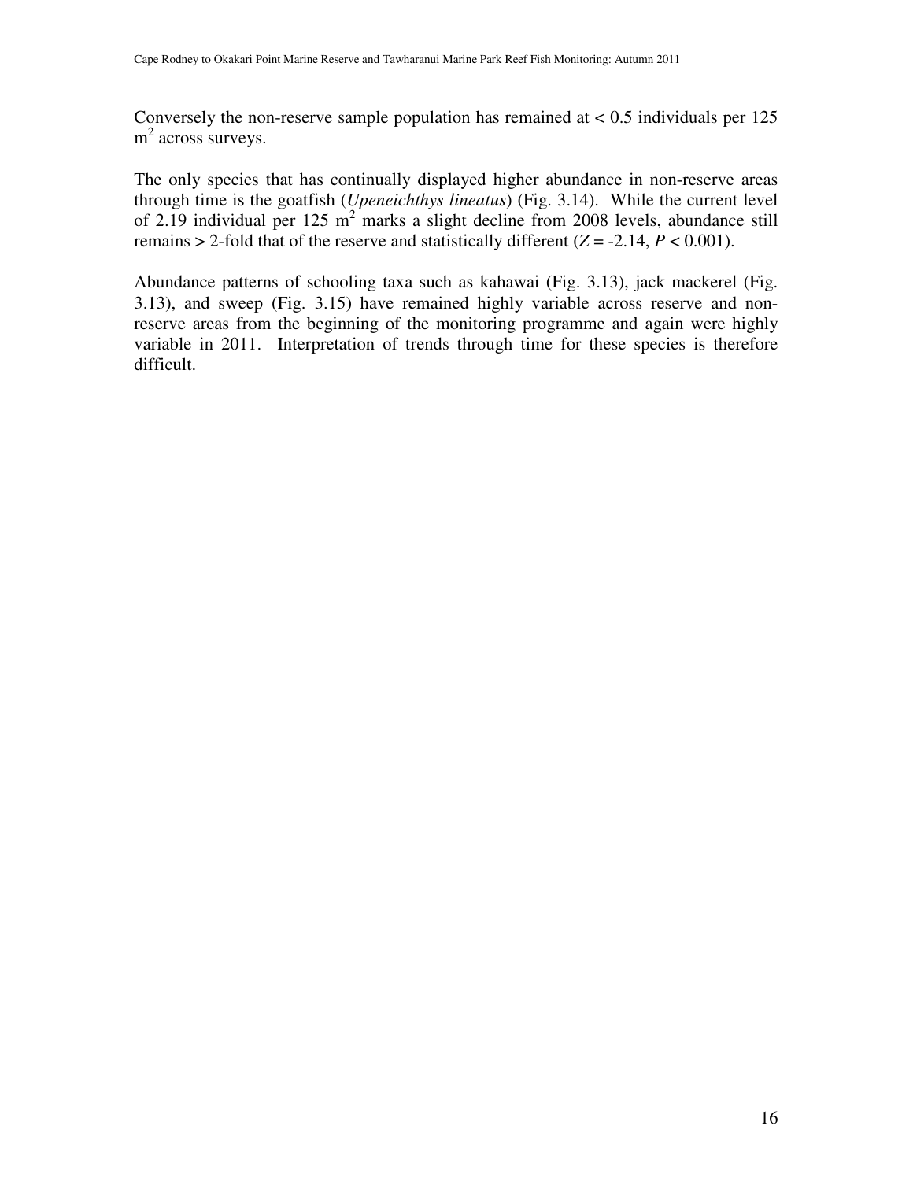Conversely the non-reserve sample population has remained at < 0.5 individuals per 125 $m^2$ across surveys.

The only species that has continually displayed higher abundance in non-reserve areas through time is the goatfish (*Upeneichthys lineatus*) (Fig. 3.14). While the current level of 2.19 individual per 125 $m^2$ marks a slight decline from 2008 levels, abundance still remains > 2-fold that of the reserve and statistically different ($Z = -2.14$, $P < 0.001$).

Abundance patterns of schooling taxa such as kahawai (Fig. 3.13), jack mackerel (Fig. 3.13), and sweep (Fig. 3.15) have remained highly variable across reserve and non-reserve areas from the beginning of the monitoring programme and again were highly variable in 2011. Interpretation of trends through time for these species is therefore difficult.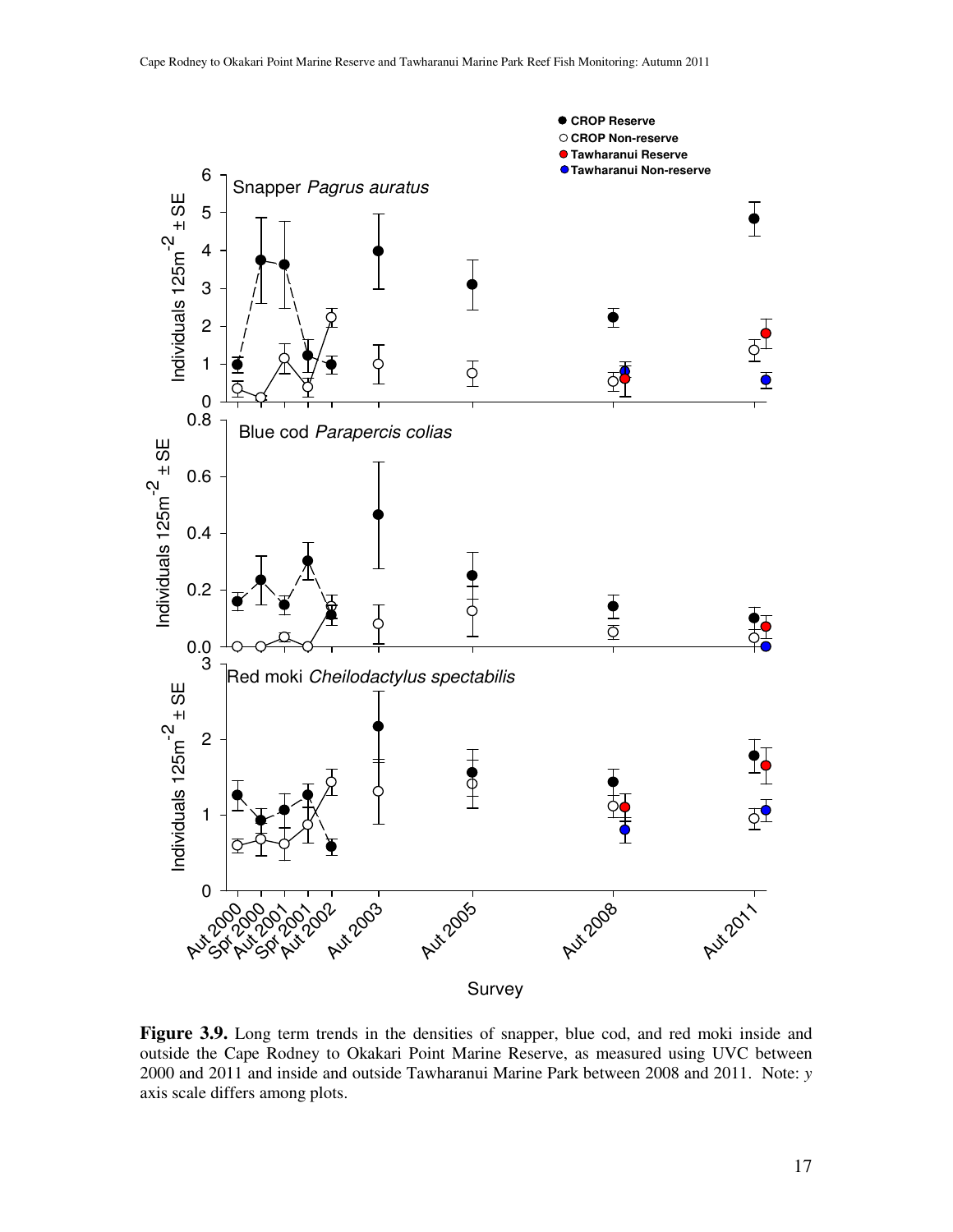**Figure 3.9.** Long term trends in the densities of snapper, blue cod, and red moki inside and outside the Cape Rodney to Okakari Point Marine Reserve, as measured using UVC between 2000 and 2011 and inside and outside Tawharanui Marine Park between 2008 and 2011. Note: *y* axis scale differs among plots.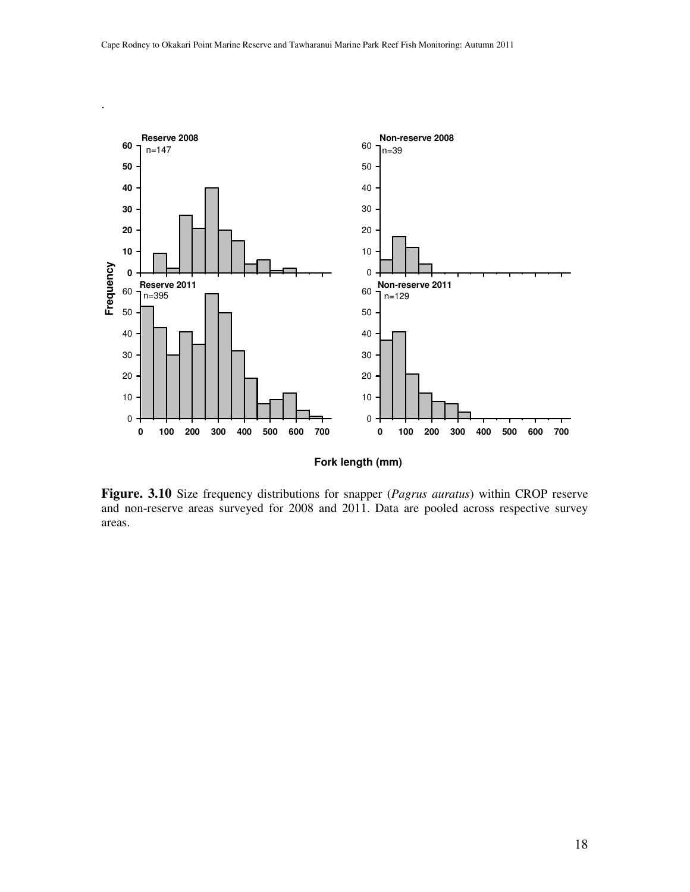.

**Figure. 3.10** Size frequency distributions for snapper (*Pagrus auratus*) within CROP reserve and non-reserve areas surveyed for 2008 and 2011. Data are pooled across respective survey areas.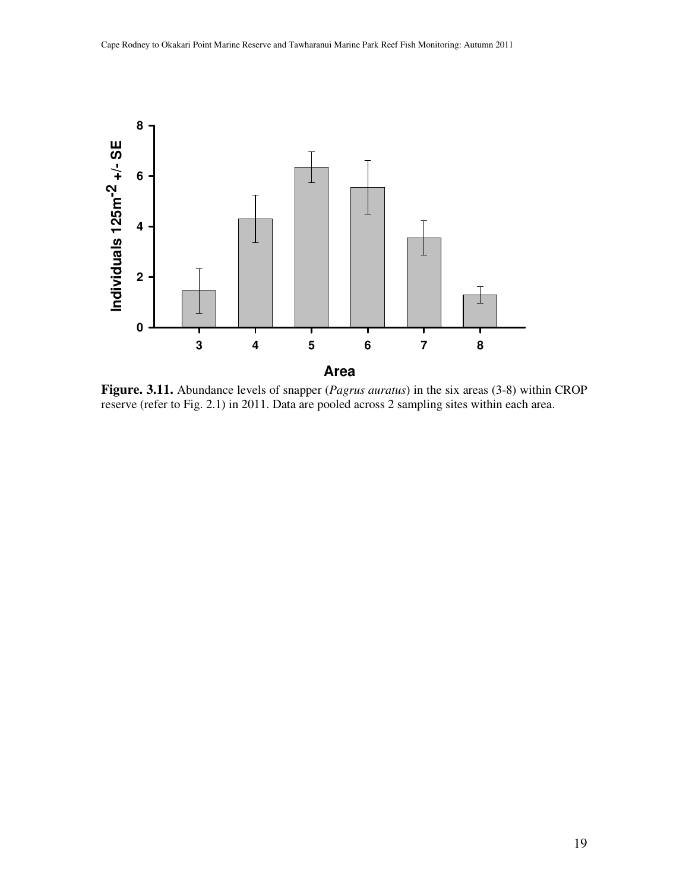**Figure. 3.11.** Abundance levels of snapper (*Pagrus auratus*) in the six areas (3-8) within CROP reserve (refer to Fig. 2.1) in 2011. Data are pooled across 2 sampling sites within each area.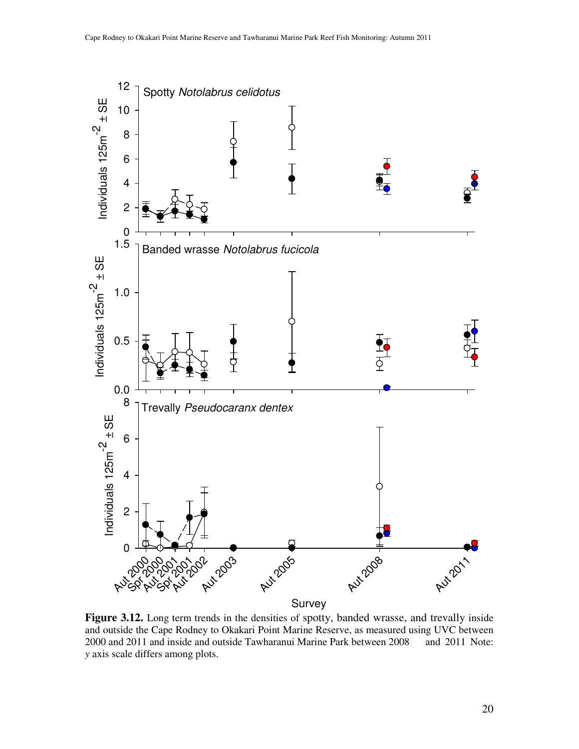**Figure 3.12.** Long term trends in the densities of spotty, banded wrasse, and trevally inside and outside the Cape Rodney to Okakari Point Marine Reserve, as measured using UVC between 2000 and 2011 and inside and outside Tawharanui Marine Park between 2008 and 2011 Note: *y* axis scale differs among plots.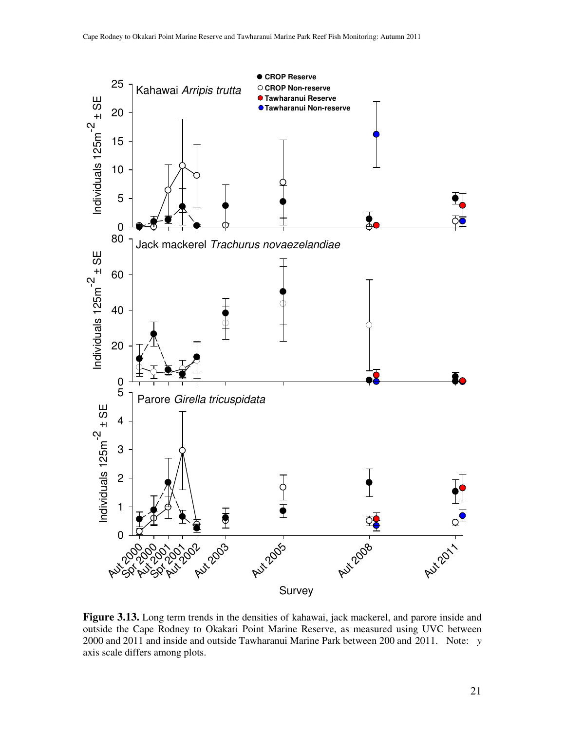**Figure 3.13.** Long term trends in the densities of kahawai, jack mackerel, and parore inside and outside the Cape Rodney to Okakari Point Marine Reserve, as measured using UVC between 2000 and 2011 and inside and outside Tawharanui Marine Park between 200 and 2011. Note: *y* axis scale differs among plots.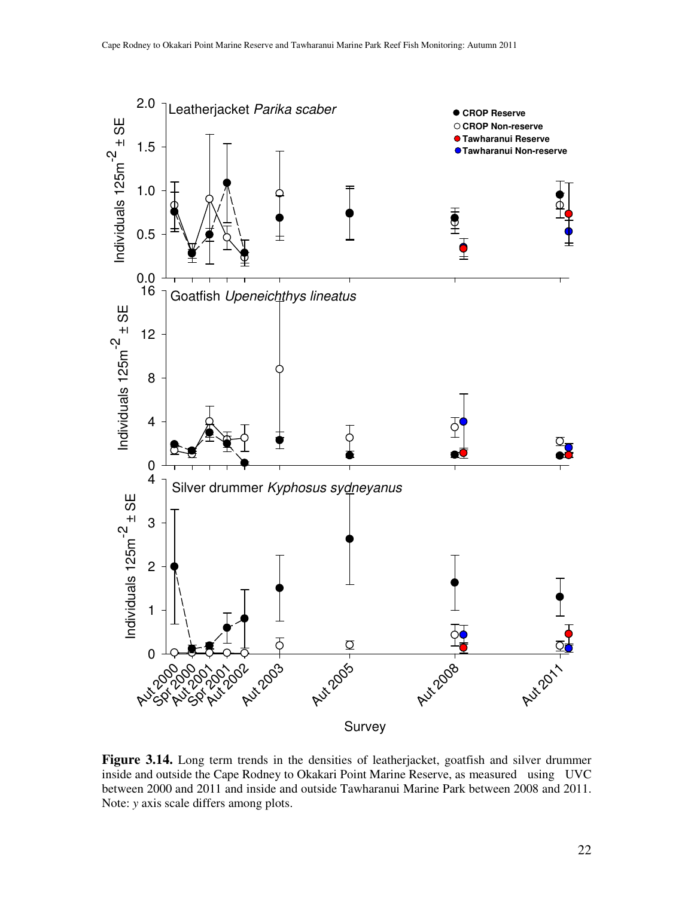**Figure 3.14.** Long term trends in the densities of leatherjacket, goatfish and silver drummer inside and outside the Cape Rodney to Okakari Point Marine Reserve, as measured using UVC between 2000 and 2011 and inside and outside Tawharanui Marine Park between 2008 and 2011. Note: *y* axis scale differs among plots.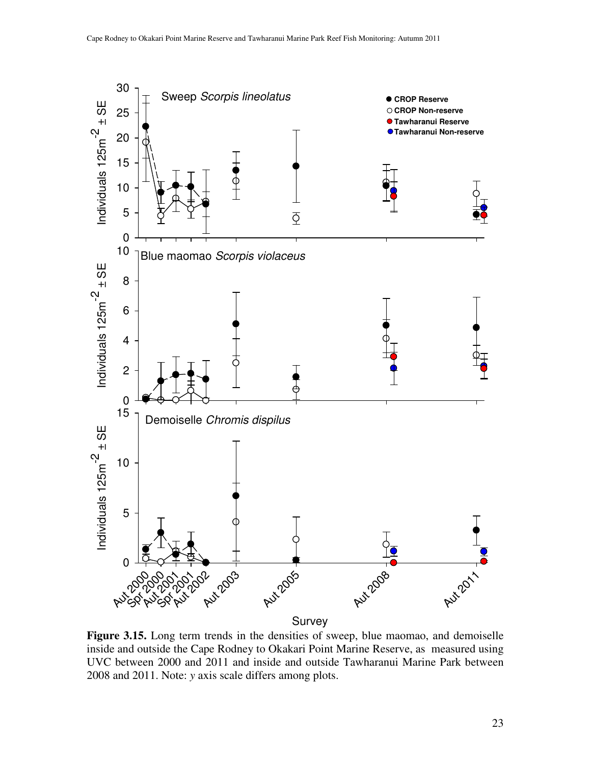**Figure 3.15.** Long term trends in the densities of sweep, blue maomao, and demoiselle inside and outside the Cape Rodney to Okakari Point Marine Reserve, as measured using UVC between 2000 and 2011 and inside and outside Tawharanui Marine Park between 2008 and 2011. Note: *y* axis scale differs among plots.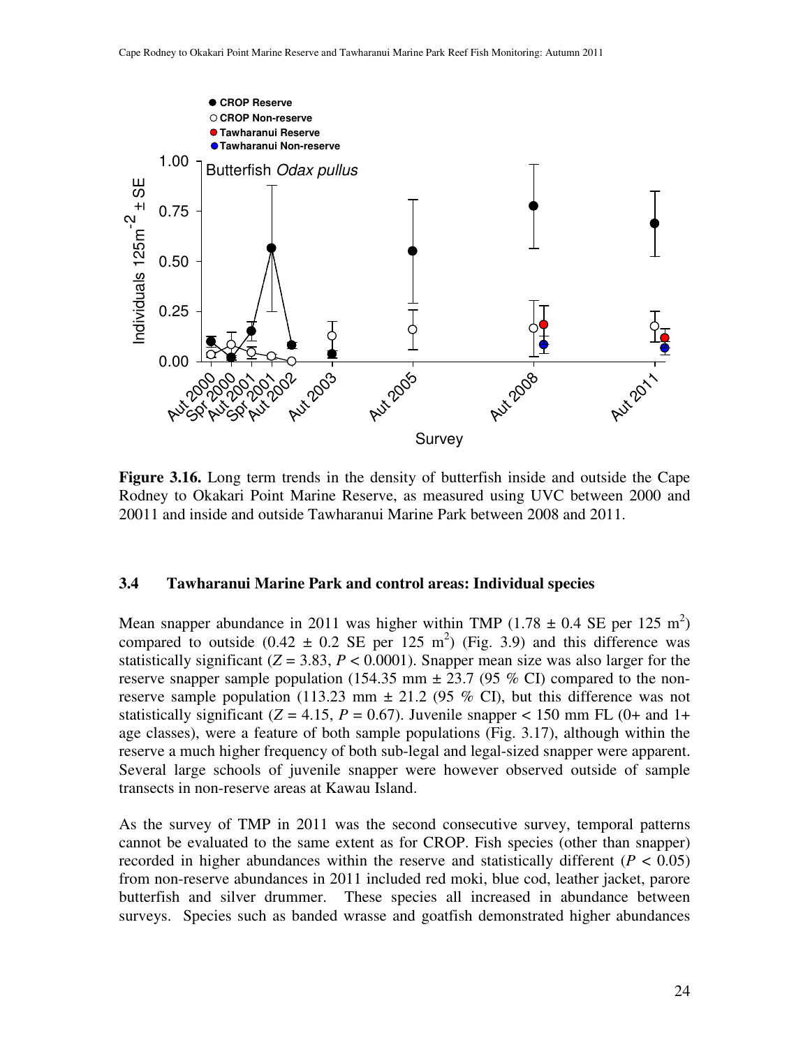**Figure 3.16.** Long term trends in the density of butterfish inside and outside the Cape Rodney to Okakari Point Marine Reserve, as measured using UVC between 2000 and 20011 and inside and outside Tawharanui Marine Park between 2008 and 2011.

### 3.4 Tawharanui Marine Park and control areas: Individual species

Mean snapper abundance in 2011 was higher within TMP (1.78 ± 0.4 SE per 125 m$^2$) compared to outside (0.42 ± 0.2 SE per 125 m$^2$) (Fig. 3.9) and this difference was statistically significant ($Z = 3.83$, $P < 0.0001$). Snapper mean size was also larger for the reserve snapper sample population (154.35 mm ± 23.7 (95 % CI) compared to the non-reserve sample population (113.23 mm ± 21.2 (95 % CI), but this difference was not statistically significant ($Z = 4.15$, $P = 0.67$). Juvenile snapper < 150 mm FL (0+ and 1+ age classes), were a feature of both sample populations (Fig. 3.17), although within the reserve a much higher frequency of both sub-legal and legal-sized snapper were apparent. Several large schools of juvenile snapper were however observed outside of sample transects in non-reserve areas at Kawau Island.

As the survey of TMP in 2011 was the second consecutive survey, temporal patterns cannot be evaluated to the same extent as for CROP. Fish species (other than snapper) recorded in higher abundances within the reserve and statistically different ($P < 0.05$) from non-reserve abundances in 2011 included red moki, blue cod, leather jacket, parore butterfish and silver drummer. These species all increased in abundance between surveys. Species such as banded wrasse and goatfish demonstrated higher abundances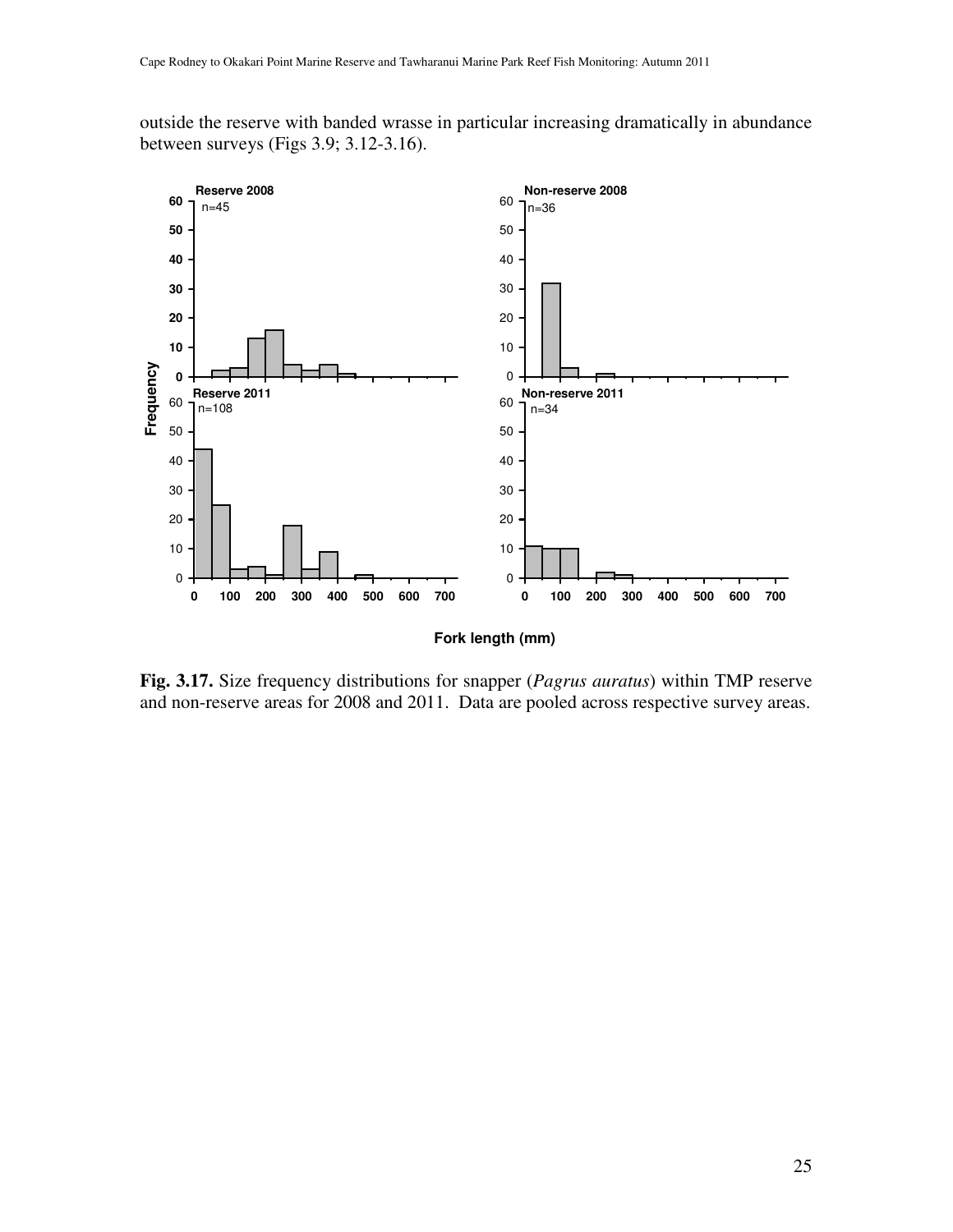outside the reserve with banded wrasse in particular increasing dramatically in abundance between surveys (Figs 3.9; 3.12-3.16).

**Fig. 3.17.** Size frequency distributions for snapper (*Pagrus auratus*) within TMP reserve and non-reserve areas for 2008 and 2011. Data are pooled across respective survey areas.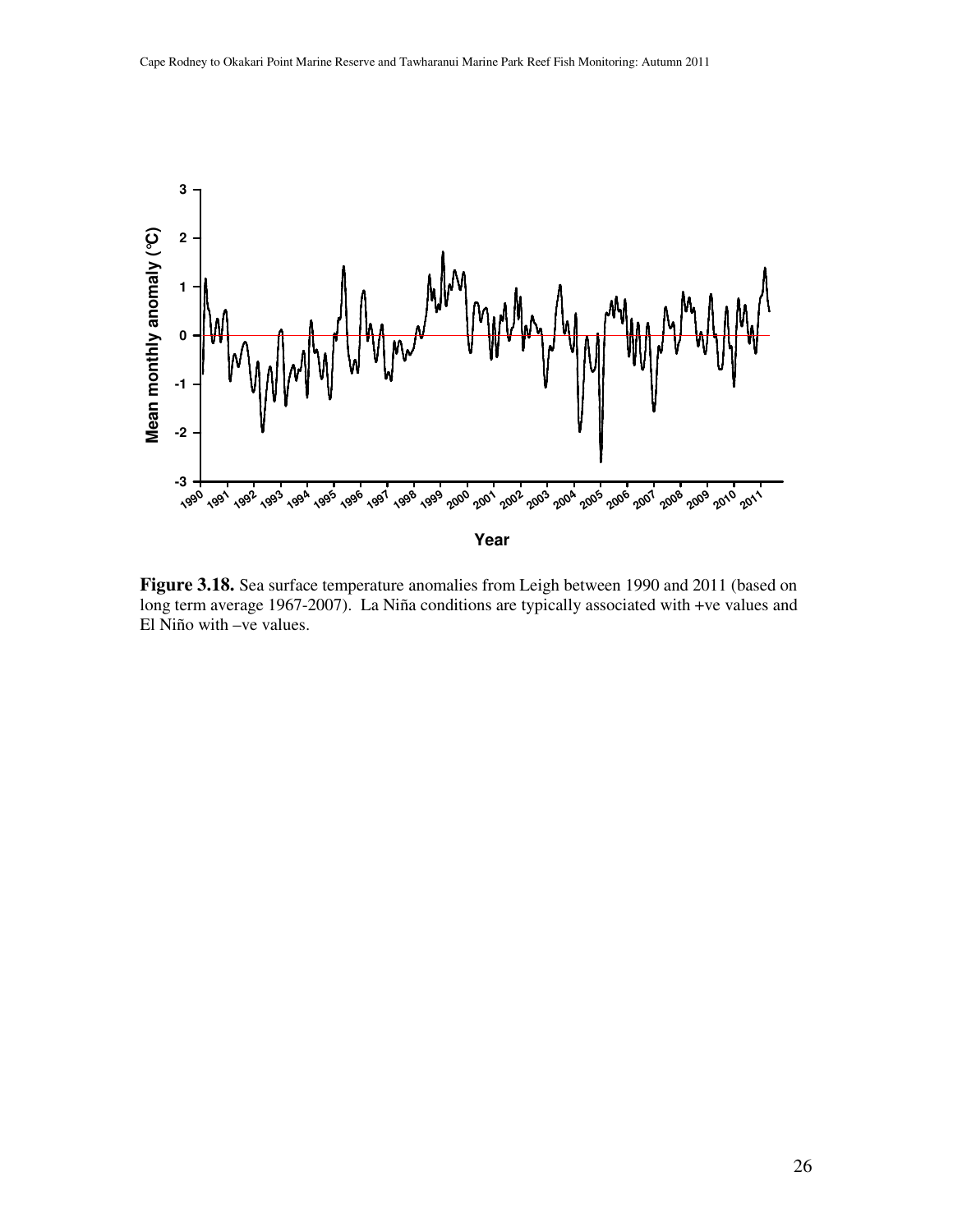**Figure 3.18.** Sea surface temperature anomalies from Leigh between 1990 and 2011 (based on long term average 1967-2007). La Niña conditions are typically associated with +ve values and El Niño with –ve values.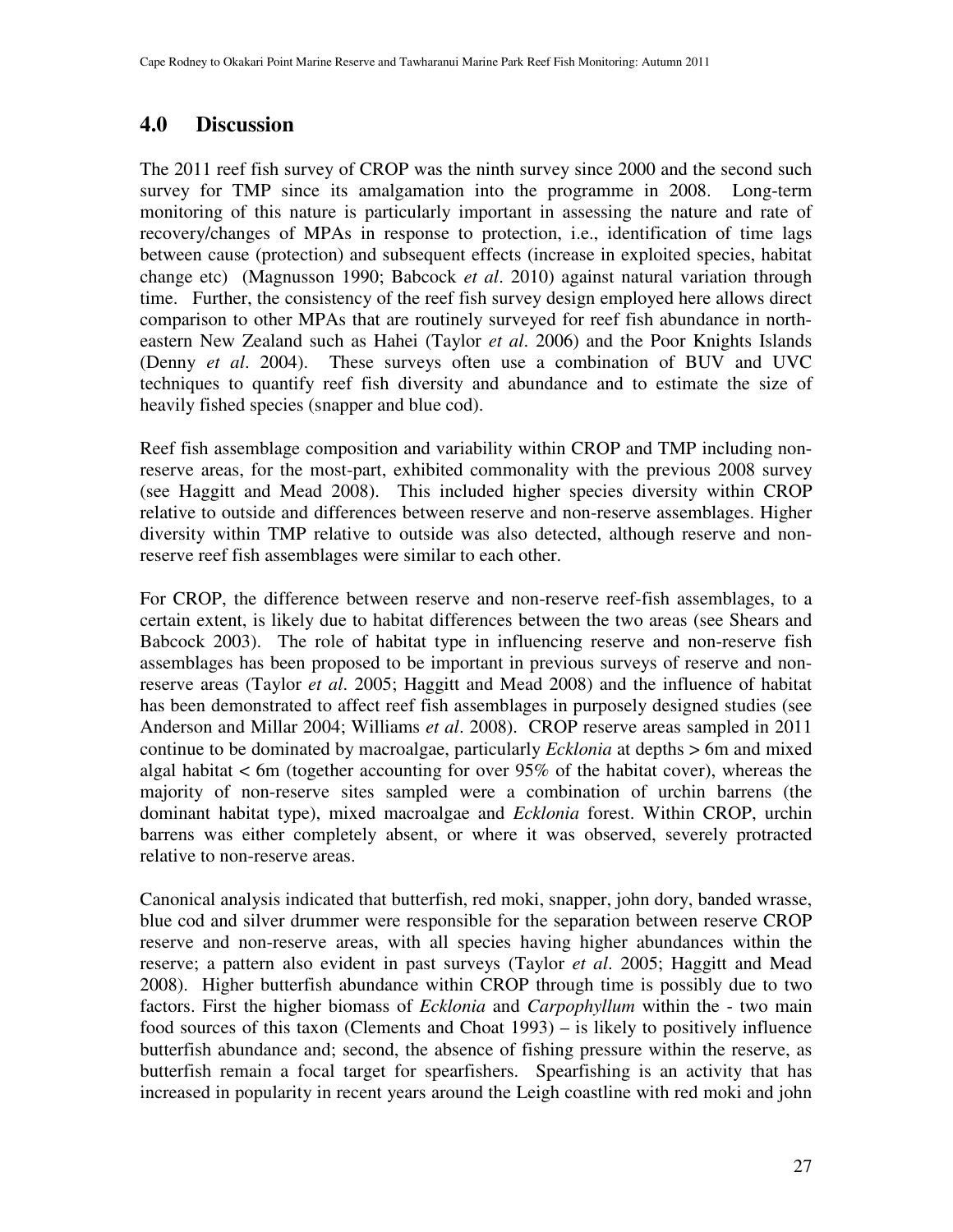## 4.0 Discussion

The 2011 reef fish survey of CROP was the ninth survey since 2000 and the second such survey for TMP since its amalgamation into the programme in 2008. Long-term monitoring of this nature is particularly important in assessing the nature and rate of recovery/changes of MPAs in response to protection, i.e., identification of time lags between cause (protection) and subsequent effects (increase in exploited species, habitat change etc) (Magnusson 1990; Babcock *et al*. 2010) against natural variation through time. Further, the consistency of the reef fish survey design employed here allows direct comparison to other MPAs that are routinely surveyed for reef fish abundance in north-eastern New Zealand such as Hahei (Taylor *et al*. 2006) and the Poor Knights Islands (Denny *et al*. 2004). These surveys often use a combination of BUV and UVC techniques to quantify reef fish diversity and abundance and to estimate the size of heavily fished species (snapper and blue cod).

Reef fish assemblage composition and variability within CROP and TMP including non-reserve areas, for the most-part, exhibited commonality with the previous 2008 survey (see Haggitt and Mead 2008). This included higher species diversity within CROP relative to outside and differences between reserve and non-reserve assemblages. Higher diversity within TMP relative to outside was also detected, although reserve and non-reserve reef fish assemblages were similar to each other.

For CROP, the difference between reserve and non-reserve reef-fish assemblages, to a certain extent, is likely due to habitat differences between the two areas (see Shears and Babcock 2003). The role of habitat type in influencing reserve and non-reserve fish assemblages has been proposed to be important in previous surveys of reserve and non-reserve areas (Taylor *et al*. 2005; Haggitt and Mead 2008) and the influence of habitat has been demonstrated to affect reef fish assemblages in purposely designed studies (see Anderson and Millar 2004; Williams *et al*. 2008). CROP reserve areas sampled in 2011 continue to be dominated by macroalgae, particularly *Ecklonia* at depths > 6m and mixed algal habitat < 6m (together accounting for over 95% of the habitat cover), whereas the majority of non-reserve sites sampled were a combination of urchin barrens (the dominant habitat type), mixed macroalgae and *Ecklonia* forest. Within CROP, urchin barrens was either completely absent, or where it was observed, severely protracted relative to non-reserve areas.

Canonical analysis indicated that butterfish, red moki, snapper, john dory, banded wrasse, blue cod and silver drummer were responsible for the separation between reserve CROP reserve and non-reserve areas, with all species having higher abundances within the reserve; a pattern also evident in past surveys (Taylor *et al*. 2005; Haggitt and Mead 2008). Higher butterfish abundance within CROP through time is possibly due to two factors. First the higher biomass of *Ecklonia* and *Carpophyllum* within the - two main food sources of this taxon (Clements and Choat 1993) – is likely to positively influence butterfish abundance and; second, the absence of fishing pressure within the reserve, as butterfish remain a focal target for spearfishers. Spearfishing is an activity that has increased in popularity in recent years around the Leigh coastline with red moki and john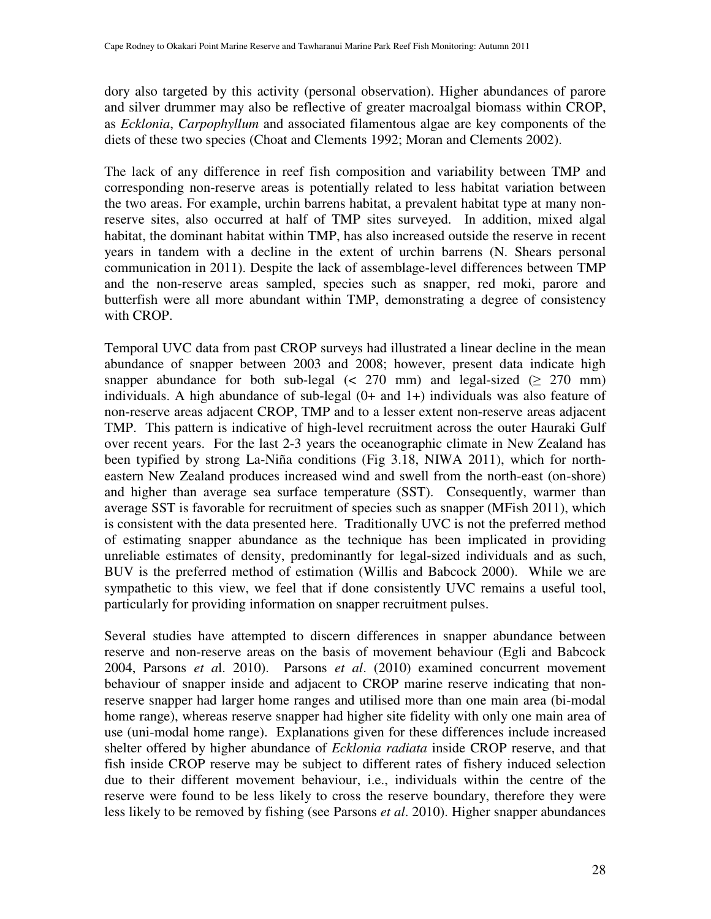dory also targeted by this activity (personal observation). Higher abundances of parore and silver drummer may also be reflective of greater macroalgal biomass within CROP, as *Ecklonia*, *Carpophyllum* and associated filamentous algae are key components of the diets of these two species (Choat and Clements 1992; Moran and Clements 2002).

The lack of any difference in reef fish composition and variability between TMP and corresponding non-reserve areas is potentially related to less habitat variation between the two areas. For example, urchin barrens habitat, a prevalent habitat type at many non-reserve sites, also occurred at half of TMP sites surveyed. In addition, mixed algal habitat, the dominant habitat within TMP, has also increased outside the reserve in recent years in tandem with a decline in the extent of urchin barrens (N. Shears personal communication in 2011). Despite the lack of assemblage-level differences between TMP and the non-reserve areas sampled, species such as snapper, red moki, parore and butterfish were all more abundant within TMP, demonstrating a degree of consistency with CROP.

Temporal UVC data from past CROP surveys had illustrated a linear decline in the mean abundance of snapper between 2003 and 2008; however, present data indicate high snapper abundance for both sub-legal (< 270 mm) and legal-sized (≥ 270 mm) individuals. A high abundance of sub-legal (0+ and 1+) individuals was also feature of non-reserve areas adjacent CROP, TMP and to a lesser extent non-reserve areas adjacent TMP. This pattern is indicative of high-level recruitment across the outer Hauraki Gulf over recent years. For the last 2-3 years the oceanographic climate in New Zealand has been typified by strong La-Niña conditions (Fig 3.18, NIWA 2011), which for north-eastern New Zealand produces increased wind and swell from the north-east (on-shore) and higher than average sea surface temperature (SST). Consequently, warmer than average SST is favorable for recruitment of species such as snapper (MFish 2011), which is consistent with the data presented here. Traditionally UVC is not the preferred method of estimating snapper abundance as the technique has been implicated in providing unreliable estimates of density, predominantly for legal-sized individuals and as such, BUV is the preferred method of estimation (Willis and Babcock 2000). While we are sympathetic to this view, we feel that if done consistently UVC remains a useful tool, particularly for providing information on snapper recruitment pulses.

Several studies have attempted to discern differences in snapper abundance between reserve and non-reserve areas on the basis of movement behaviour (Egli and Babcock 2004, Parsons *et a*l. 2010). Parsons *et al*. (2010) examined concurrent movement behaviour of snapper inside and adjacent to CROP marine reserve indicating that non-reserve snapper had larger home ranges and utilised more than one main area (bi-modal home range), whereas reserve snapper had higher site fidelity with only one main area of use (uni-modal home range). Explanations given for these differences include increased shelter offered by higher abundance of *Ecklonia radiata* inside CROP reserve, and that fish inside CROP reserve may be subject to different rates of fishery induced selection due to their different movement behaviour, i.e., individuals within the centre of the reserve were found to be less likely to cross the reserve boundary, therefore they were less likely to be removed by fishing (see Parsons *et al*. 2010). Higher snapper abundances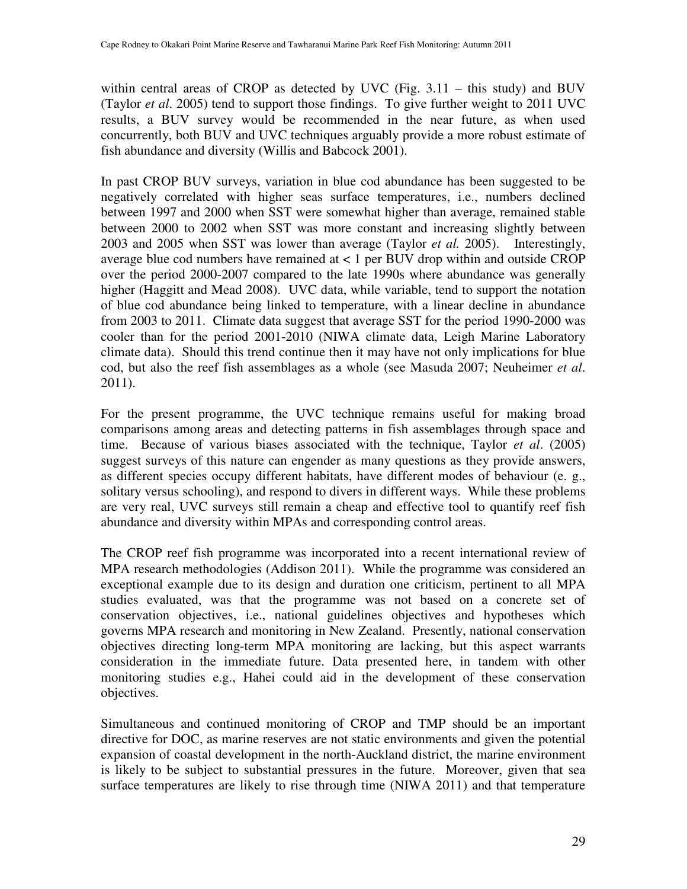within central areas of CROP as detected by UVC (Fig. 3.11 – this study) and BUV (Taylor *et al*. 2005) tend to support those findings. To give further weight to 2011 UVC results, a BUV survey would be recommended in the near future, as when used concurrently, both BUV and UVC techniques arguably provide a more robust estimate of fish abundance and diversity (Willis and Babcock 2001).

In past CROP BUV surveys, variation in blue cod abundance has been suggested to be negatively correlated with higher seas surface temperatures, i.e., numbers declined between 1997 and 2000 when SST were somewhat higher than average, remained stable between 2000 to 2002 when SST was more constant and increasing slightly between 2003 and 2005 when SST was lower than average (Taylor *et al.* 2005). Interestingly, average blue cod numbers have remained at < 1 per BUV drop within and outside CROP over the period 2000-2007 compared to the late 1990s where abundance was generally higher (Haggitt and Mead 2008). UVC data, while variable, tend to support the notation of blue cod abundance being linked to temperature, with a linear decline in abundance from 2003 to 2011. Climate data suggest that average SST for the period 1990-2000 was cooler than for the period 2001-2010 (NIWA climate data, Leigh Marine Laboratory climate data). Should this trend continue then it may have not only implications for blue cod, but also the reef fish assemblages as a whole (see Masuda 2007; Neuheimer *et al*. 2011).

For the present programme, the UVC technique remains useful for making broad comparisons among areas and detecting patterns in fish assemblages through space and time. Because of various biases associated with the technique, Taylor *et al*. (2005) suggest surveys of this nature can engender as many questions as they provide answers, as different species occupy different habitats, have different modes of behaviour (e. g., solitary versus schooling), and respond to divers in different ways. While these problems are very real, UVC surveys still remain a cheap and effective tool to quantify reef fish abundance and diversity within MPAs and corresponding control areas.

The CROP reef fish programme was incorporated into a recent international review of MPA research methodologies (Addison 2011). While the programme was considered an exceptional example due to its design and duration one criticism, pertinent to all MPA studies evaluated, was that the programme was not based on a concrete set of conservation objectives, i.e., national guidelines objectives and hypotheses which governs MPA research and monitoring in New Zealand. Presently, national conservation objectives directing long-term MPA monitoring are lacking, but this aspect warrants consideration in the immediate future. Data presented here, in tandem with other monitoring studies e.g., Hahei could aid in the development of these conservation objectives.

Simultaneous and continued monitoring of CROP and TMP should be an important directive for DOC, as marine reserves are not static environments and given the potential expansion of coastal development in the north-Auckland district, the marine environment is likely to be subject to substantial pressures in the future. Moreover, given that sea surface temperatures are likely to rise through time (NIWA 2011) and that temperature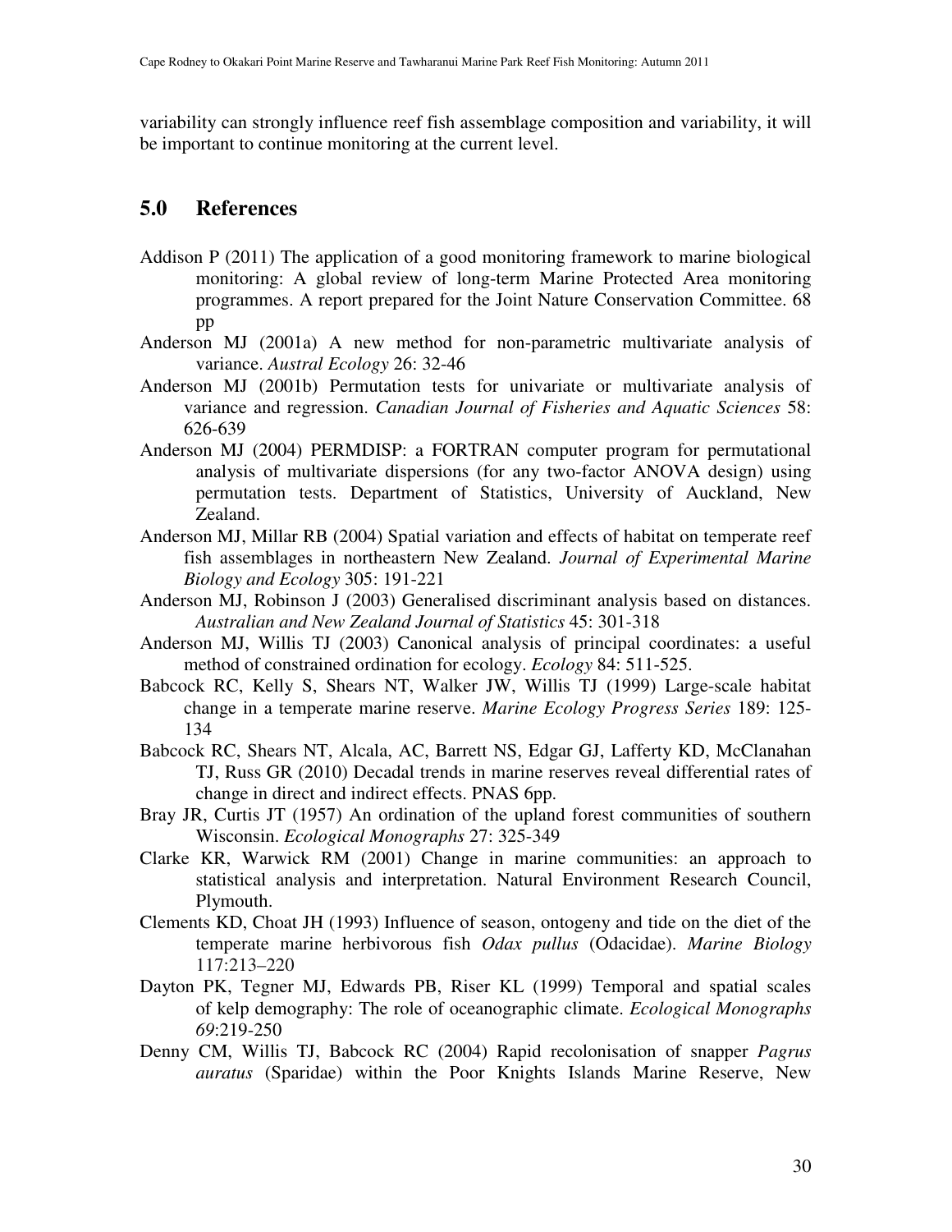variability can strongly influence reef fish assemblage composition and variability, it will be important to continue monitoring at the current level.

## 5.0 References

Addison P (2011) The application of a good monitoring framework to marine biological monitoring: A global review of long-term Marine Protected Area monitoring programmes. A report prepared for the Joint Nature Conservation Committee. 68 pp

Anderson MJ (2001a) A new method for non-parametric multivariate analysis of variance. *Austral Ecology* 26: 32-46

Anderson MJ (2001b) Permutation tests for univariate or multivariate analysis of variance and regression. *Canadian Journal of Fisheries and Aquatic Sciences* 58: 626-639

Anderson MJ (2004) PERMDISP: a FORTRAN computer program for permutational analysis of multivariate dispersions (for any two-factor ANOVA design) using permutation tests. Department of Statistics, University of Auckland, New Zealand.

Anderson MJ, Millar RB (2004) Spatial variation and effects of habitat on temperate reef fish assemblages in northeastern New Zealand. *Journal of Experimental Marine Biology and Ecology* 305: 191-221

Anderson MJ, Robinson J (2003) Generalised discriminant analysis based on distances. *Australian and New Zealand Journal of Statistics* 45: 301-318

Anderson MJ, Willis TJ (2003) Canonical analysis of principal coordinates: a useful method of constrained ordination for ecology. *Ecology* 84: 511-525.

Babcock RC, Kelly S, Shears NT, Walker JW, Willis TJ (1999) Large-scale habitat change in a temperate marine reserve. *Marine Ecology Progress Series* 189: 125-134

Babcock RC, Shears NT, Alcala, AC, Barrett NS, Edgar GJ, Lafferty KD, McClanahan TJ, Russ GR (2010) Decadal trends in marine reserves reveal differential rates of change in direct and indirect effects. PNAS 6pp.

Bray JR, Curtis JT (1957) An ordination of the upland forest communities of southern Wisconsin. *Ecological Monographs* 27: 325-349

Clarke KR, Warwick RM (2001) Change in marine communities: an approach to statistical analysis and interpretation. Natural Environment Research Council, Plymouth.

Clements KD, Choat JH (1993) Influence of season, ontogeny and tide on the diet of the temperate marine herbivorous fish *Odax pullus* (Odacidae). *Marine Biology* 117:213–220

Dayton PK, Tegner MJ, Edwards PB, Riser KL (1999) Temporal and spatial scales of kelp demography: The role of oceanographic climate. *Ecological Monographs 69*:219-250

Denny CM, Willis TJ, Babcock RC (2004) Rapid recolonisation of snapper *Pagrus auratus* (Sparidae) within the Poor Knights Islands Marine Reserve, New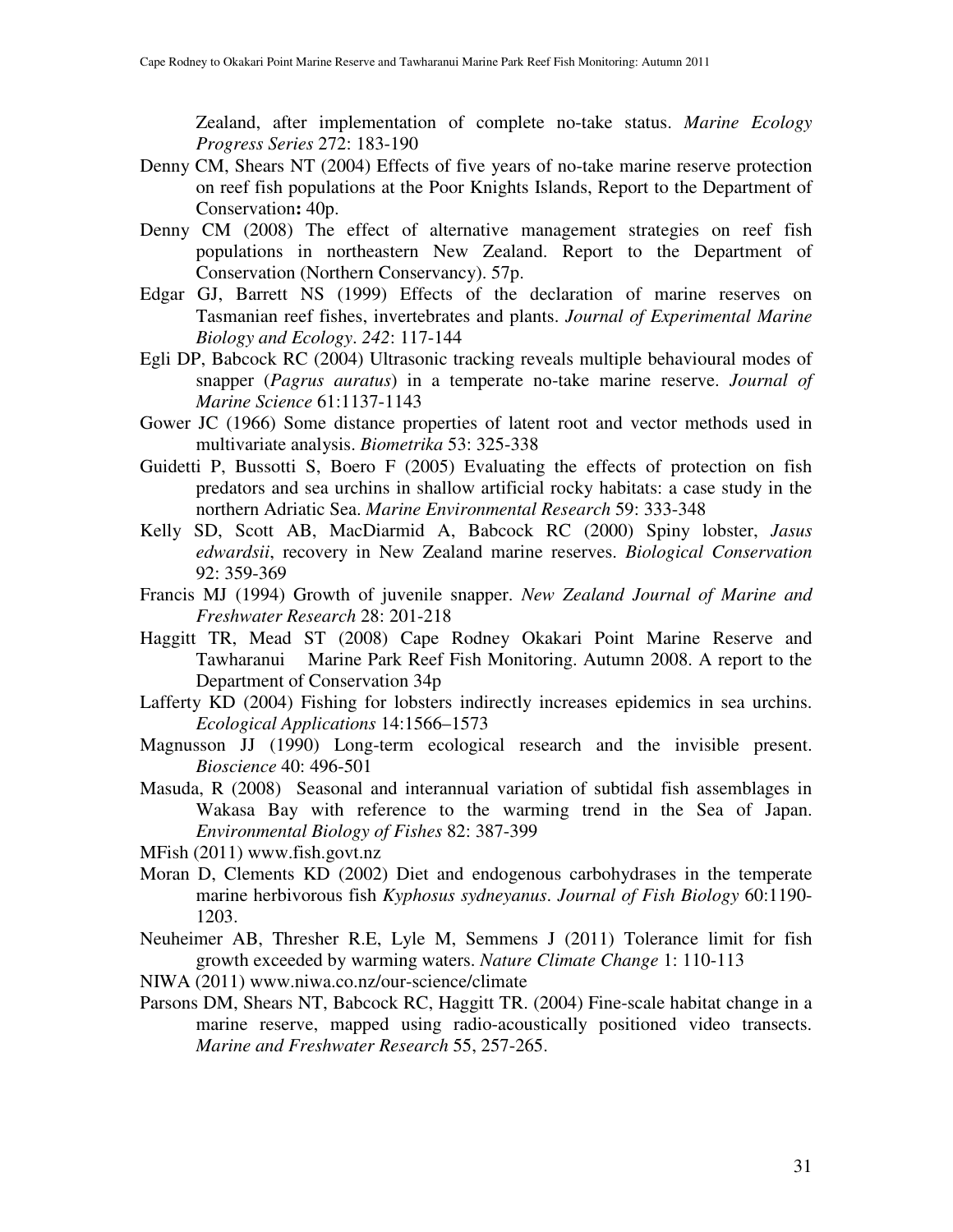Zealand, after implementation of complete no-take status. *Marine Ecology Progress Series* 272: 183-190

Denny CM, Shears NT (2004) Effects of five years of no-take marine reserve protection on reef fish populations at the Poor Knights Islands, Report to the Department of Conservation**:** 40p.

Denny CM (2008) The effect of alternative management strategies on reef fish populations in northeastern New Zealand. Report to the Department of Conservation (Northern Conservancy). 57p.

Edgar GJ, Barrett NS (1999) Effects of the declaration of marine reserves on Tasmanian reef fishes, invertebrates and plants. *Journal of Experimental Marine Biology and Ecology*. *242*: 117-144

Egli DP, Babcock RC (2004) Ultrasonic tracking reveals multiple behavioural modes of snapper (*Pagrus auratus*) in a temperate no-take marine reserve. *Journal of Marine Science* 61:1137-1143

Gower JC (1966) Some distance properties of latent root and vector methods used in multivariate analysis. *Biometrika* 53: 325-338

Guidetti P, Bussotti S, Boero F (2005) Evaluating the effects of protection on fish predators and sea urchins in shallow artificial rocky habitats: a case study in the northern Adriatic Sea. *Marine Environmental Research* 59: 333-348

Kelly SD, Scott AB, MacDiarmid A, Babcock RC (2000) Spiny lobster, *Jasus edwardsii*, recovery in New Zealand marine reserves. *Biological Conservation* 92: 359-369

Francis MJ (1994) Growth of juvenile snapper. *New Zealand Journal of Marine and Freshwater Research* 28: 201-218

Haggitt TR, Mead ST (2008) Cape Rodney Okakari Point Marine Reserve and Tawharanui Marine Park Reef Fish Monitoring. Autumn 2008. A report to the Department of Conservation 34p

Lafferty KD (2004) Fishing for lobsters indirectly increases epidemics in sea urchins. *Ecological Applications* 14:1566–1573

Magnusson JJ (1990) Long-term ecological research and the invisible present. *Bioscience* 40: 496-501

Masuda, R (2008) Seasonal and interannual variation of subtidal fish assemblages in Wakasa Bay with reference to the warming trend in the Sea of Japan. *Environmental Biology of Fishes* 82: 387-399

MFish (2011) www.fish.govt.nz

Moran D, Clements KD (2002) Diet and endogenous carbohydrases in the temperate marine herbivorous fish *Kyphosus sydneyanus*. *Journal of Fish Biology* 60:1190-1203.

Neuheimer AB, Thresher R.E, Lyle M, Semmens J (2011) Tolerance limit for fish growth exceeded by warming waters. *Nature Climate Change* 1: 110-113

NIWA (2011) www.niwa.co.nz/our-science/climate

Parsons DM, Shears NT, Babcock RC, Haggitt TR. (2004) Fine-scale habitat change in a marine reserve, mapped using radio-acoustically positioned video transects. *Marine and Freshwater Research* 55, 257-265.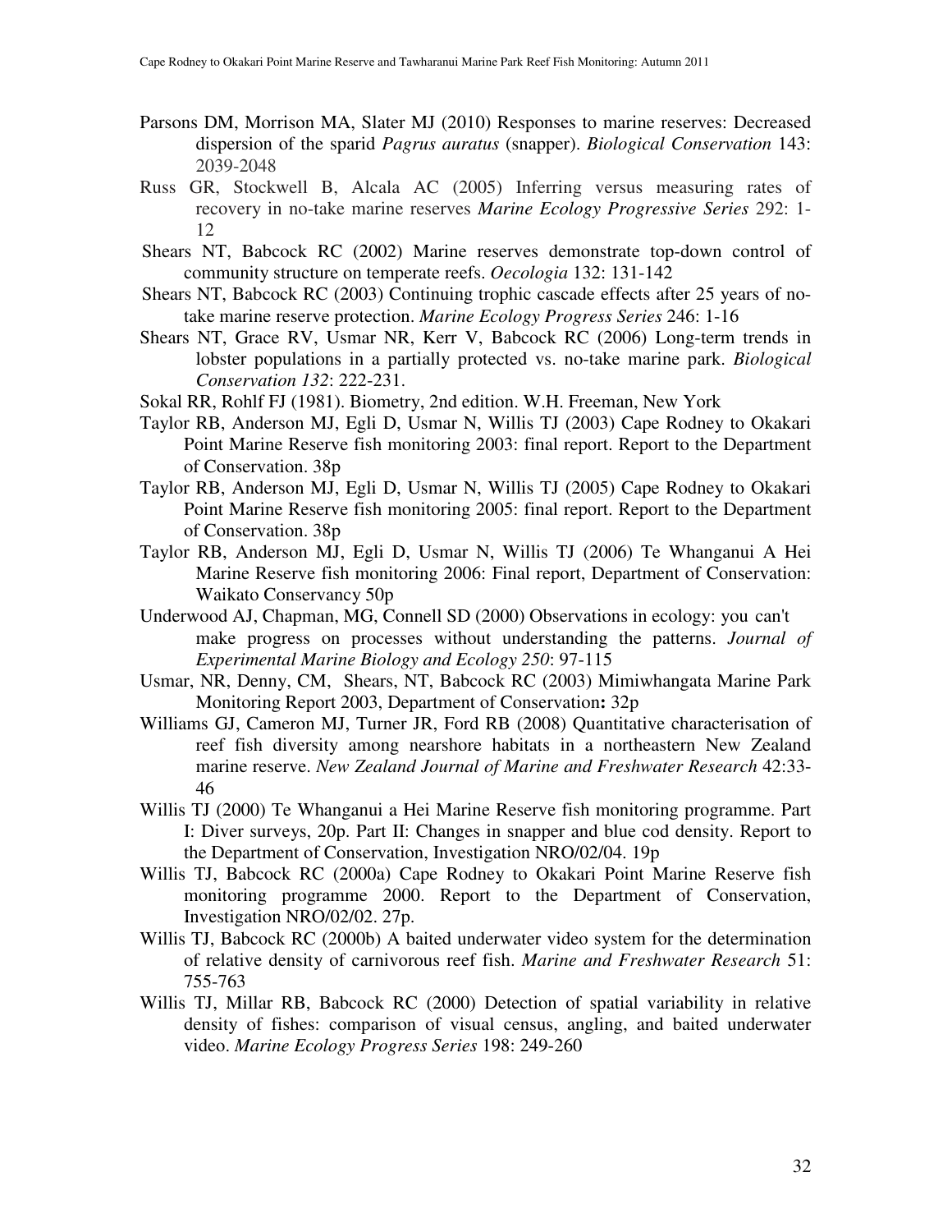Parsons DM, Morrison MA, Slater MJ (2010) Responses to marine reserves: Decreased dispersion of the sparid *Pagrus auratus* (snapper). *Biological Conservation* 143: 2039-2048

Russ GR, Stockwell B, Alcala AC (2005) Inferring versus measuring rates of recovery in no-take marine reserves *Marine Ecology Progressive Series* 292: 1-12

Shears NT, Babcock RC (2002) Marine reserves demonstrate top-down control of community structure on temperate reefs. *Oecologia* 132: 131-142

Shears NT, Babcock RC (2003) Continuing trophic cascade effects after 25 years of no-take marine reserve protection. *Marine Ecology Progress Series* 246: 1-16

Shears NT, Grace RV, Usmar NR, Kerr V, Babcock RC (2006) Long-term trends in lobster populations in a partially protected vs. no-take marine park. *Biological Conservation 132*: 222-231.

Sokal RR, Rohlf FJ (1981). Biometry, 2nd edition. W.H. Freeman, New York

Taylor RB, Anderson MJ, Egli D, Usmar N, Willis TJ (2003) Cape Rodney to Okakari Point Marine Reserve fish monitoring 2003: final report. Report to the Department of Conservation. 38p

Taylor RB, Anderson MJ, Egli D, Usmar N, Willis TJ (2005) Cape Rodney to Okakari Point Marine Reserve fish monitoring 2005: final report. Report to the Department of Conservation. 38p

Taylor RB, Anderson MJ, Egli D, Usmar N, Willis TJ (2006) Te Whanganui A Hei Marine Reserve fish monitoring 2006: Final report, Department of Conservation: Waikato Conservancy 50p

Underwood AJ, Chapman, MG, Connell SD (2000) Observations in ecology: you can't make progress on processes without understanding the patterns. *Journal of Experimental Marine Biology and Ecology 250*: 97-115

Usmar, NR, Denny, CM, Shears, NT, Babcock RC (2003) Mimiwhangata Marine Park Monitoring Report 2003, Department of Conservation**:** 32p

Williams GJ, Cameron MJ, Turner JR, Ford RB (2008) Quantitative characterisation of reef fish diversity among nearshore habitats in a northeastern New Zealand marine reserve. *New Zealand Journal of Marine and Freshwater Research* 42:33-46

Willis TJ (2000) Te Whanganui a Hei Marine Reserve fish monitoring programme. Part I: Diver surveys, 20p. Part II: Changes in snapper and blue cod density. Report to the Department of Conservation, Investigation NRO/02/04. 19p

Willis TJ, Babcock RC (2000a) Cape Rodney to Okakari Point Marine Reserve fish monitoring programme 2000. Report to the Department of Conservation, Investigation NRO/02/02. 27p.

Willis TJ, Babcock RC (2000b) A baited underwater video system for the determination of relative density of carnivorous reef fish. *Marine and Freshwater Research* 51: 755-763

Willis TJ, Millar RB, Babcock RC (2000) Detection of spatial variability in relative density of fishes: comparison of visual census, angling, and baited underwater video. *Marine Ecology Progress Series* 198: 249-260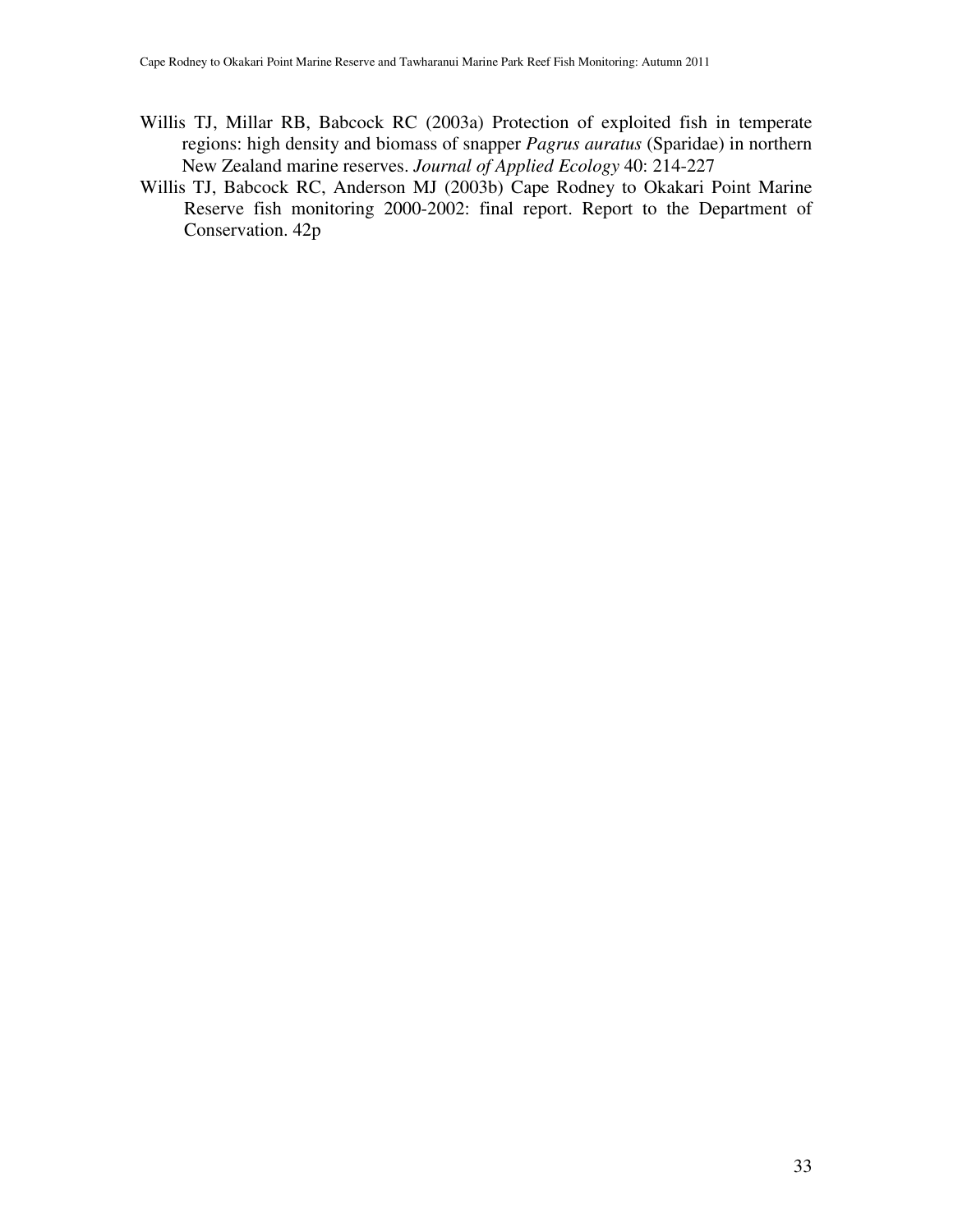Willis TJ, Millar RB, Babcock RC (2003a) Protection of exploited fish in temperate regions: high density and biomass of snapper *Pagrus auratus* (Sparidae) in northern New Zealand marine reserves. *Journal of Applied Ecology* 40: 214-227

Willis TJ, Babcock RC, Anderson MJ (2003b) Cape Rodney to Okakari Point Marine Reserve fish monitoring 2000-2002: final report. Report to the Department of Conservation. 42p